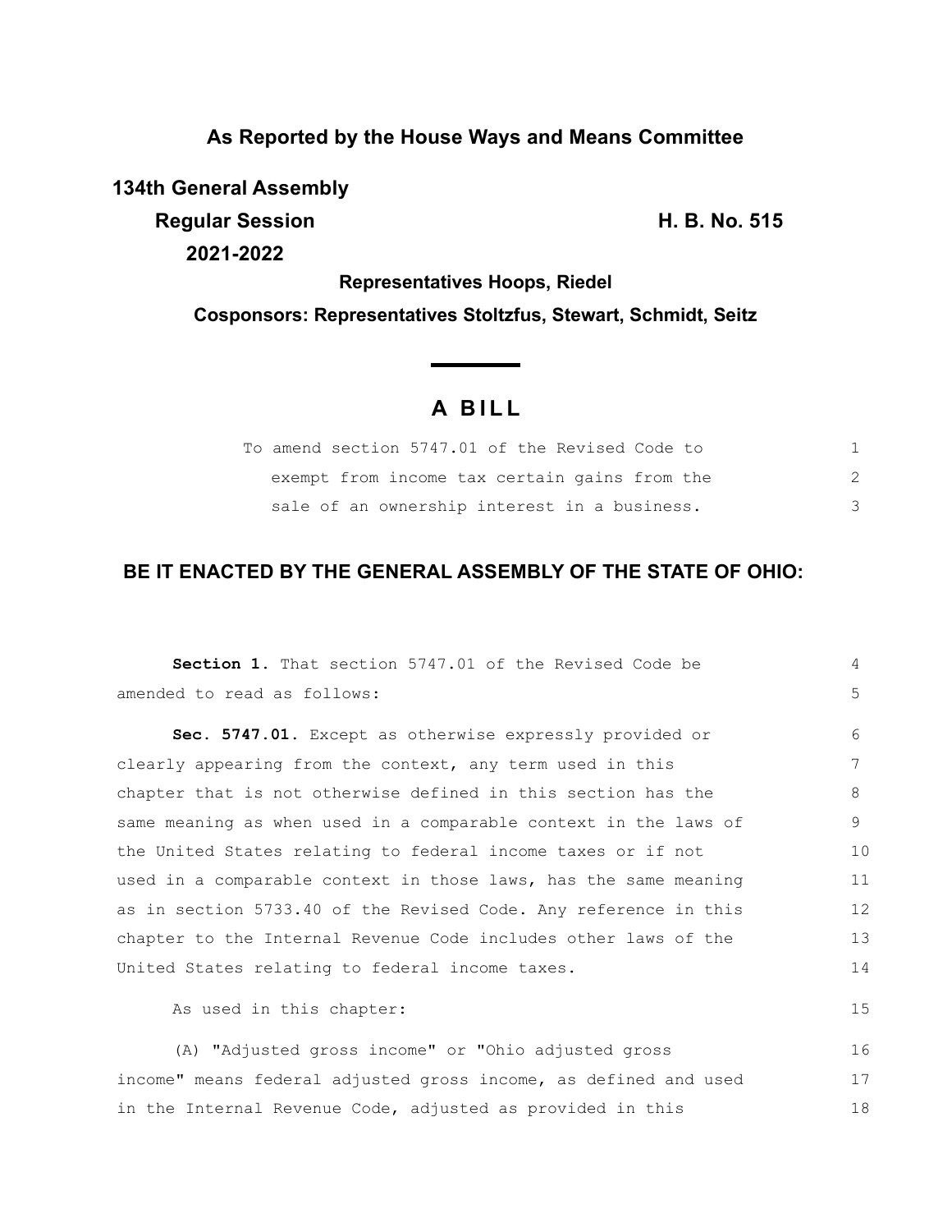**As Reported by the House Ways and Means Committee**

**134th General Assembly**

**Regular Session** **H. B. No. 515**

**2021-2022**

**Representatives Hoops, Riedel**

**Cosponsors: Representatives Stoltzfus, Stewart, Schmidt, Seitz**

# A BILL

To amend section 5747.01 of the Revised Code to exempt from income tax certain gains from the sale of an ownership interest in a business.

## BE IT ENACTED BY THE GENERAL ASSEMBLY OF THE STATE OF OHIO:

**Section 1.** That section 5747.01 of the Revised Code be amended to read as follows:

**Sec. 5747.01.** Except as otherwise expressly provided or clearly appearing from the context, any term used in this chapter that is not otherwise defined in this section has the same meaning as when used in a comparable context in the laws of the United States relating to federal income taxes or if not used in a comparable context in those laws, has the same meaning as in section 5733.40 of the Revised Code. Any reference in this chapter to the Internal Revenue Code includes other laws of the United States relating to federal income taxes.

As used in this chapter:

(A) "Adjusted gross income" or "Ohio adjusted gross income" means federal adjusted gross income, as defined and used in the Internal Revenue Code, adjusted as provided in this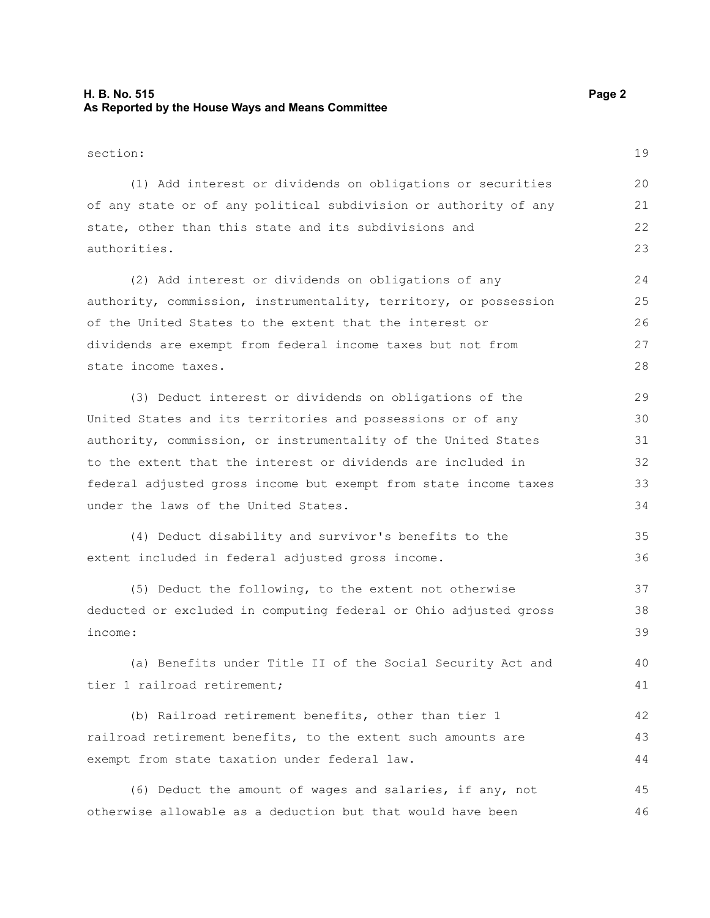section:

(1) Add interest or dividends on obligations or securities of any state or of any political subdivision or authority of any state, other than this state and its subdivisions and authorities.

(2) Add interest or dividends on obligations of any authority, commission, instrumentality, territory, or possession of the United States to the extent that the interest or dividends are exempt from federal income taxes but not from state income taxes.

(3) Deduct interest or dividends on obligations of the United States and its territories and possessions or of any authority, commission, or instrumentality of the United States to the extent that the interest or dividends are included in federal adjusted gross income but exempt from state income taxes under the laws of the United States.

(4) Deduct disability and survivor's benefits to the extent included in federal adjusted gross income.

(5) Deduct the following, to the extent not otherwise deducted or excluded in computing federal or Ohio adjusted gross income:

(a) Benefits under Title II of the Social Security Act and tier 1 railroad retirement;

(b) Railroad retirement benefits, other than tier 1 railroad retirement benefits, to the extent such amounts are exempt from state taxation under federal law.

(6) Deduct the amount of wages and salaries, if any, not otherwise allowable as a deduction but that would have been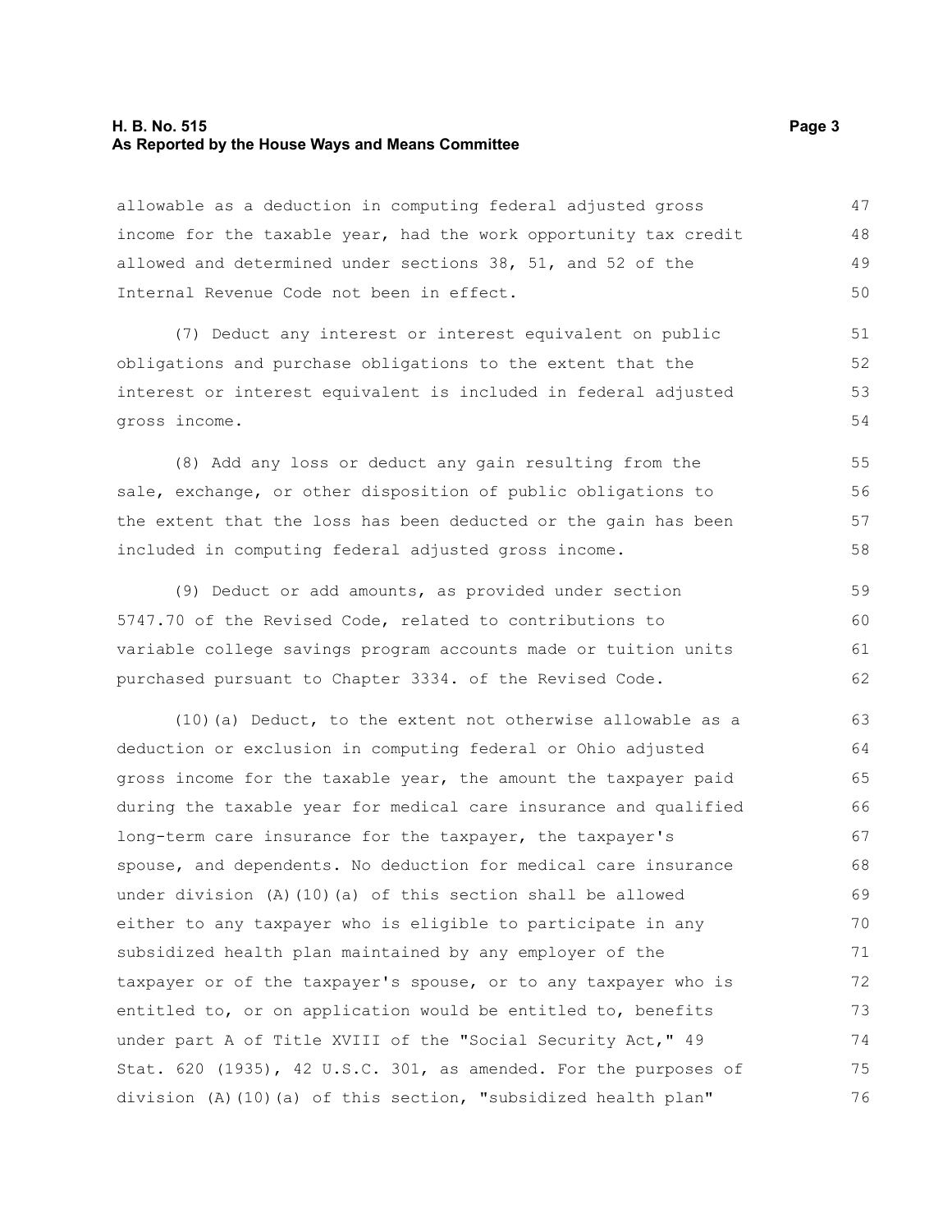allowable as a deduction in computing federal adjusted gross income for the taxable year, had the work opportunity tax credit allowed and determined under sections 38, 51, and 52 of the Internal Revenue Code not been in effect.

(7) Deduct any interest or interest equivalent on public obligations and purchase obligations to the extent that the interest or interest equivalent is included in federal adjusted gross income.

(8) Add any loss or deduct any gain resulting from the sale, exchange, or other disposition of public obligations to the extent that the loss has been deducted or the gain has been included in computing federal adjusted gross income.

(9) Deduct or add amounts, as provided under section 5747.70 of the Revised Code, related to contributions to variable college savings program accounts made or tuition units purchased pursuant to Chapter 3334. of the Revised Code.

(10)(a) Deduct, to the extent not otherwise allowable as a deduction or exclusion in computing federal or Ohio adjusted gross income for the taxable year, the amount the taxpayer paid during the taxable year for medical care insurance and qualified long-term care insurance for the taxpayer, the taxpayer's spouse, and dependents. No deduction for medical care insurance under division (A)(10)(a) of this section shall be allowed either to any taxpayer who is eligible to participate in any subsidized health plan maintained by any employer of the taxpayer or of the taxpayer's spouse, or to any taxpayer who is entitled to, or on application would be entitled to, benefits under part A of Title XVIII of the "Social Security Act," 49 Stat. 620 (1935), 42 U.S.C. 301, as amended. For the purposes of division (A)(10)(a) of this section, "subsidized health plan"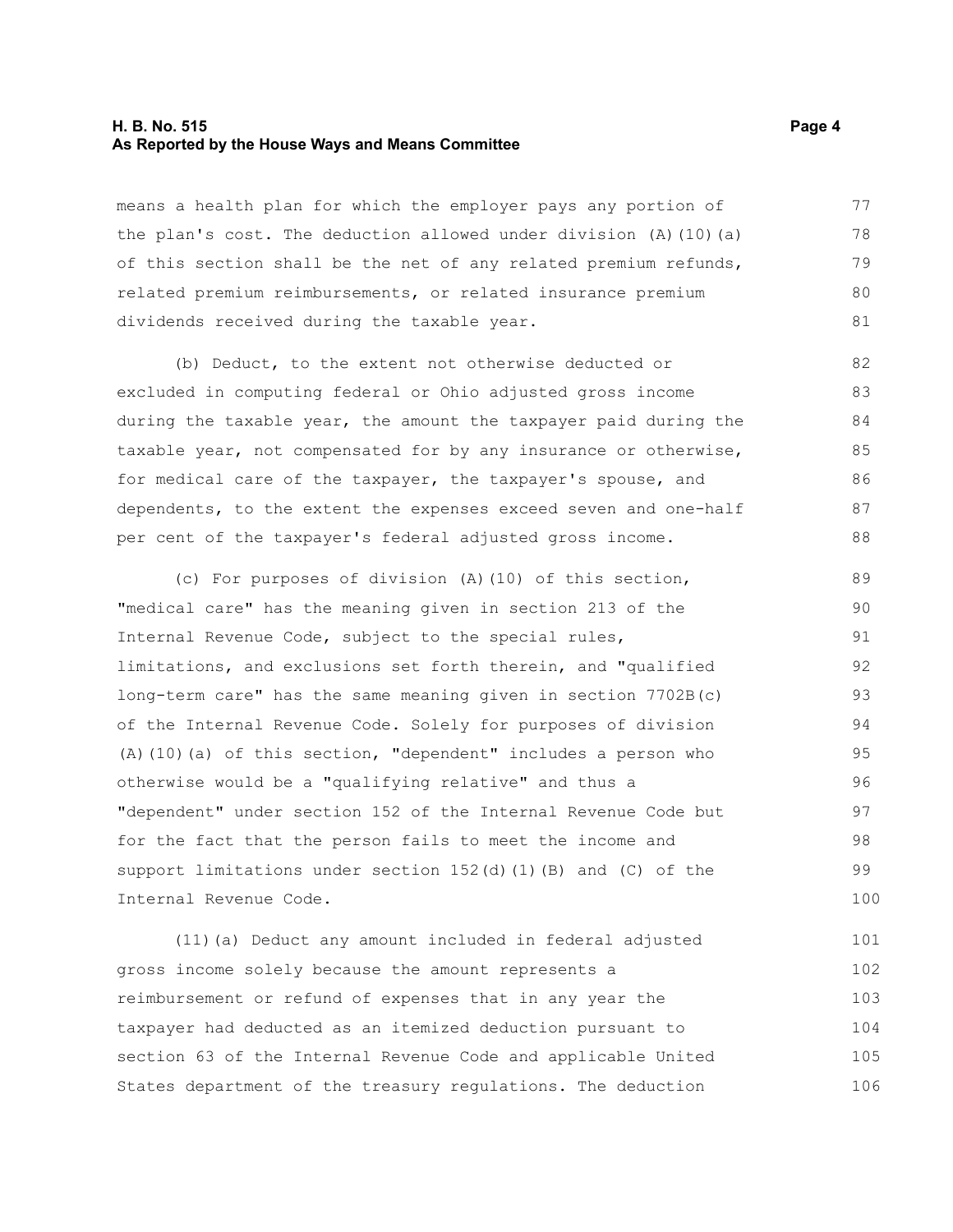means a health plan for which the employer pays any portion of the plan's cost. The deduction allowed under division (A)(10)(a) of this section shall be the net of any related premium refunds, related premium reimbursements, or related insurance premium dividends received during the taxable year.

(b) Deduct, to the extent not otherwise deducted or excluded in computing federal or Ohio adjusted gross income during the taxable year, the amount the taxpayer paid during the taxable year, not compensated for by any insurance or otherwise, for medical care of the taxpayer, the taxpayer's spouse, and dependents, to the extent the expenses exceed seven and one-half per cent of the taxpayer's federal adjusted gross income.

(c) For purposes of division (A)(10) of this section, "medical care" has the meaning given in section 213 of the Internal Revenue Code, subject to the special rules, limitations, and exclusions set forth therein, and "qualified long-term care" has the same meaning given in section 7702B(c) of the Internal Revenue Code. Solely for purposes of division (A)(10)(a) of this section, "dependent" includes a person who otherwise would be a "qualifying relative" and thus a "dependent" under section 152 of the Internal Revenue Code but for the fact that the person fails to meet the income and support limitations under section 152(d)(1)(B) and (C) of the Internal Revenue Code.

(11)(a) Deduct any amount included in federal adjusted gross income solely because the amount represents a reimbursement or refund of expenses that in any year the taxpayer had deducted as an itemized deduction pursuant to section 63 of the Internal Revenue Code and applicable United States department of the treasury regulations. The deduction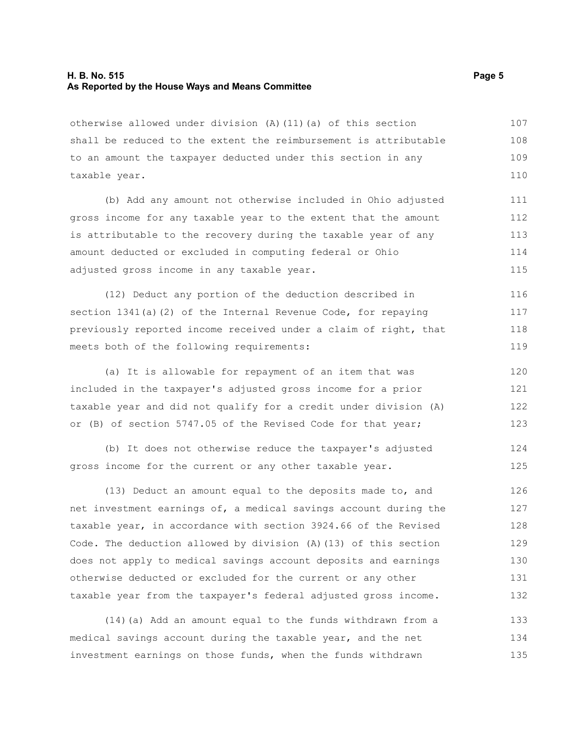otherwise allowed under division (A)(11)(a) of this section shall be reduced to the extent the reimbursement is attributable to an amount the taxpayer deducted under this section in any taxable year.

(b) Add any amount not otherwise included in Ohio adjusted gross income for any taxable year to the extent that the amount is attributable to the recovery during the taxable year of any amount deducted or excluded in computing federal or Ohio adjusted gross income in any taxable year.

(12) Deduct any portion of the deduction described in section 1341(a)(2) of the Internal Revenue Code, for repaying previously reported income received under a claim of right, that meets both of the following requirements:

(a) It is allowable for repayment of an item that was included in the taxpayer's adjusted gross income for a prior taxable year and did not qualify for a credit under division (A) or (B) of section 5747.05 of the Revised Code for that year;

(b) It does not otherwise reduce the taxpayer's adjusted gross income for the current or any other taxable year.

(13) Deduct an amount equal to the deposits made to, and net investment earnings of, a medical savings account during the taxable year, in accordance with section 3924.66 of the Revised Code. The deduction allowed by division (A)(13) of this section does not apply to medical savings account deposits and earnings otherwise deducted or excluded for the current or any other taxable year from the taxpayer's federal adjusted gross income.

(14)(a) Add an amount equal to the funds withdrawn from a medical savings account during the taxable year, and the net investment earnings on those funds, when the funds withdrawn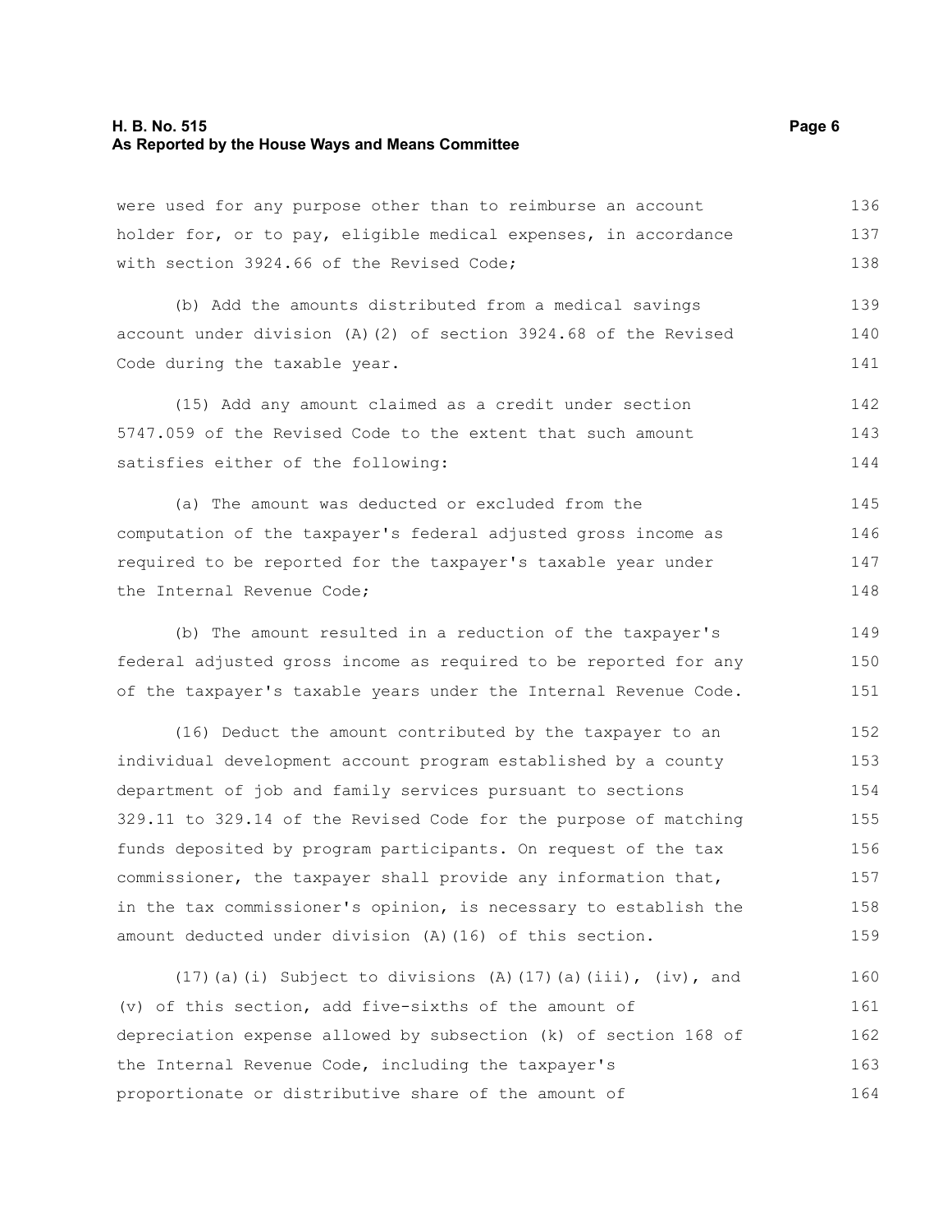were used for any purpose other than to reimburse an account holder for, or to pay, eligible medical expenses, in accordance with section 3924.66 of the Revised Code;

(b) Add the amounts distributed from a medical savings account under division (A)(2) of section 3924.68 of the Revised Code during the taxable year.

(15) Add any amount claimed as a credit under section 5747.059 of the Revised Code to the extent that such amount satisfies either of the following:

(a) The amount was deducted or excluded from the computation of the taxpayer's federal adjusted gross income as required to be reported for the taxpayer's taxable year under the Internal Revenue Code;

(b) The amount resulted in a reduction of the taxpayer's federal adjusted gross income as required to be reported for any of the taxpayer's taxable years under the Internal Revenue Code.

(16) Deduct the amount contributed by the taxpayer to an individual development account program established by a county department of job and family services pursuant to sections 329.11 to 329.14 of the Revised Code for the purpose of matching funds deposited by program participants. On request of the tax commissioner, the taxpayer shall provide any information that, in the tax commissioner's opinion, is necessary to establish the amount deducted under division (A)(16) of this section.

(17)(a)(i) Subject to divisions (A)(17)(a)(iii), (iv), and (v) of this section, add five-sixths of the amount of depreciation expense allowed by subsection (k) of section 168 of the Internal Revenue Code, including the taxpayer's proportionate or distributive share of the amount of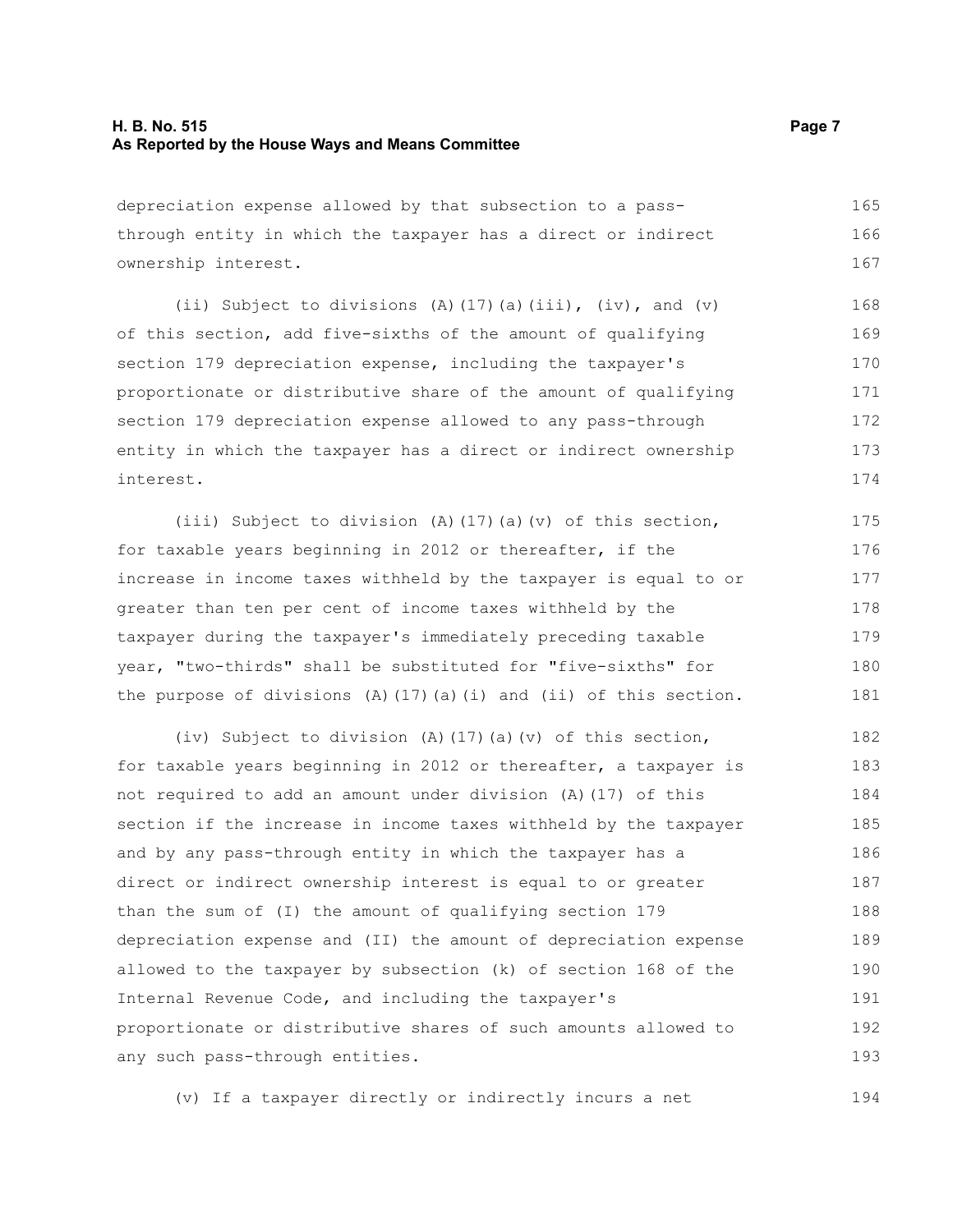depreciation expense allowed by that subsection to a pass-through entity in which the taxpayer has a direct or indirect ownership interest.

(ii) Subject to divisions (A)(17)(a)(iii), (iv), and (v) of this section, add five-sixths of the amount of qualifying section 179 depreciation expense, including the taxpayer's proportionate or distributive share of the amount of qualifying section 179 depreciation expense allowed to any pass-through entity in which the taxpayer has a direct or indirect ownership interest.

(iii) Subject to division (A)(17)(a)(v) of this section, for taxable years beginning in 2012 or thereafter, if the increase in income taxes withheld by the taxpayer is equal to or greater than ten per cent of income taxes withheld by the taxpayer during the taxpayer's immediately preceding taxable year, "two-thirds" shall be substituted for "five-sixths" for the purpose of divisions (A)(17)(a)(i) and (ii) of this section.

(iv) Subject to division (A)(17)(a)(v) of this section, for taxable years beginning in 2012 or thereafter, a taxpayer is not required to add an amount under division (A)(17) of this section if the increase in income taxes withheld by the taxpayer and by any pass-through entity in which the taxpayer has a direct or indirect ownership interest is equal to or greater than the sum of (I) the amount of qualifying section 179 depreciation expense and (II) the amount of depreciation expense allowed to the taxpayer by subsection (k) of section 168 of the Internal Revenue Code, and including the taxpayer's proportionate or distributive shares of such amounts allowed to any such pass-through entities.

(v) If a taxpayer directly or indirectly incurs a net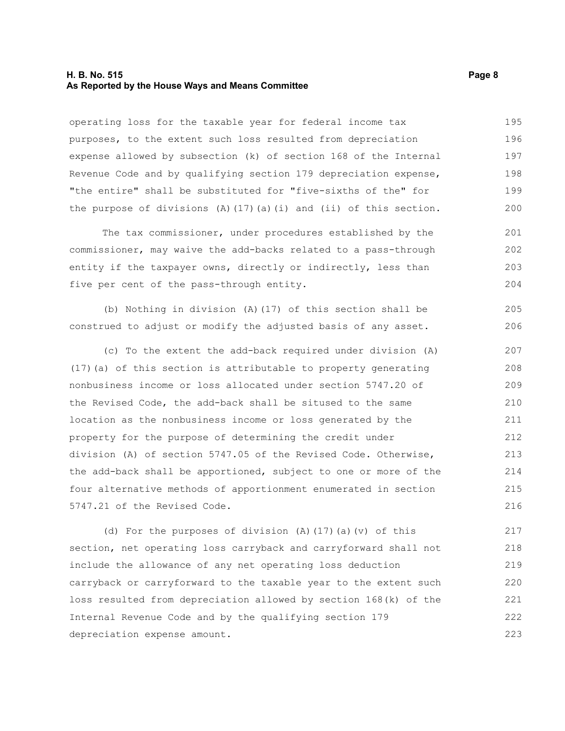operating loss for the taxable year for federal income tax purposes, to the extent such loss resulted from depreciation expense allowed by subsection (k) of section 168 of the Internal Revenue Code and by qualifying section 179 depreciation expense, "the entire" shall be substituted for "five-sixths of the" for the purpose of divisions (A)(17)(a)(i) and (ii) of this section.

The tax commissioner, under procedures established by the commissioner, may waive the add-backs related to a pass-through entity if the taxpayer owns, directly or indirectly, less than five per cent of the pass-through entity.

(b) Nothing in division (A)(17) of this section shall be construed to adjust or modify the adjusted basis of any asset.

(c) To the extent the add-back required under division (A)(17)(a) of this section is attributable to property generating nonbusiness income or loss allocated under section 5747.20 of the Revised Code, the add-back shall be sitused to the same location as the nonbusiness income or loss generated by the property for the purpose of determining the credit under division (A) of section 5747.05 of the Revised Code. Otherwise, the add-back shall be apportioned, subject to one or more of the four alternative methods of apportionment enumerated in section 5747.21 of the Revised Code.

(d) For the purposes of division (A)(17)(a)(v) of this section, net operating loss carryback and carryforward shall not include the allowance of any net operating loss deduction carryback or carryforward to the taxable year to the extent such loss resulted from depreciation allowed by section 168(k) of the Internal Revenue Code and by the qualifying section 179 depreciation expense amount.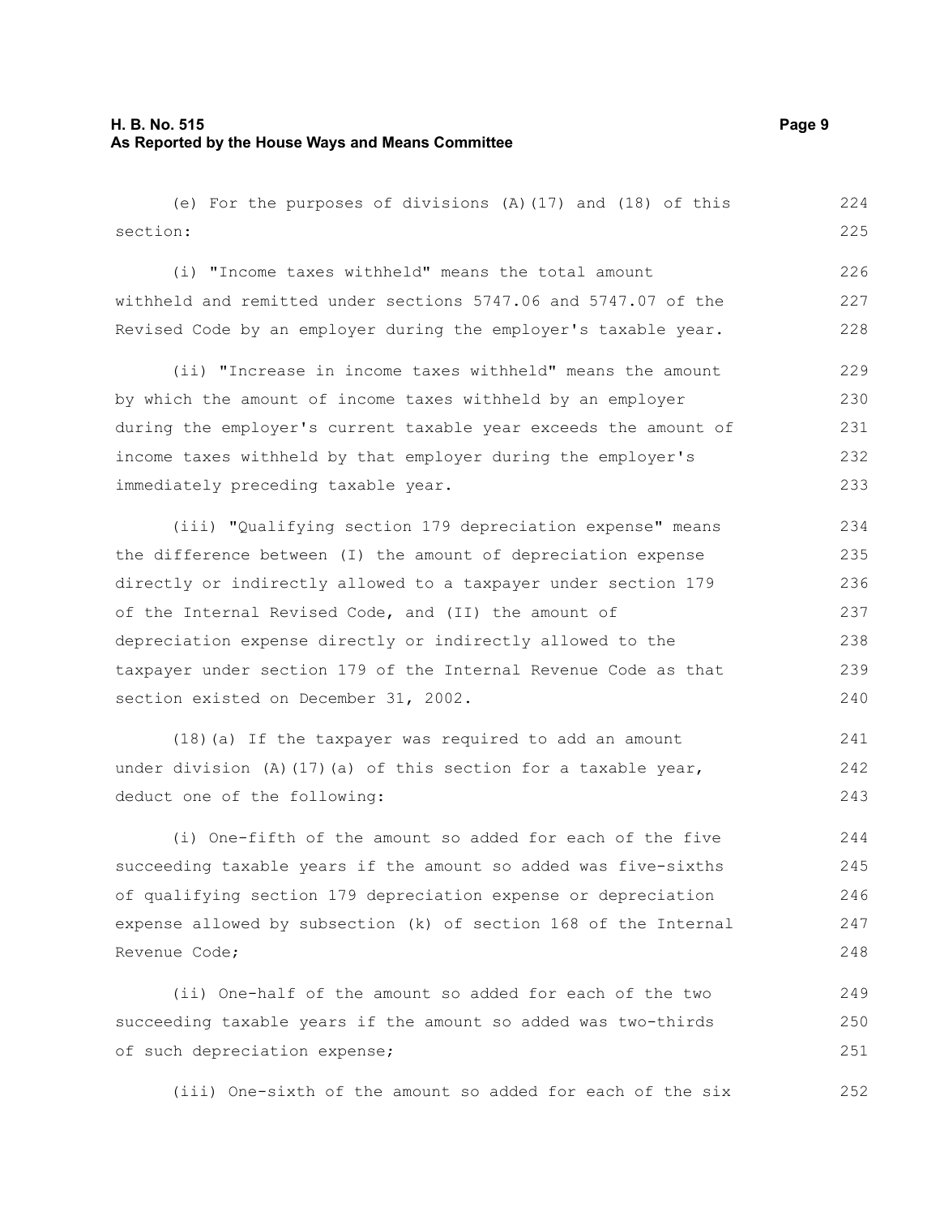(e) For the purposes of divisions (A)(17) and (18) of this section:

(i) "Income taxes withheld" means the total amount withheld and remitted under sections 5747.06 and 5747.07 of the Revised Code by an employer during the employer's taxable year.

(ii) "Increase in income taxes withheld" means the amount by which the amount of income taxes withheld by an employer during the employer's current taxable year exceeds the amount of income taxes withheld by that employer during the employer's immediately preceding taxable year.

(iii) "Qualifying section 179 depreciation expense" means the difference between (I) the amount of depreciation expense directly or indirectly allowed to a taxpayer under section 179 of the Internal Revised Code, and (II) the amount of depreciation expense directly or indirectly allowed to the taxpayer under section 179 of the Internal Revenue Code as that section existed on December 31, 2002.

(18)(a) If the taxpayer was required to add an amount under division (A)(17)(a) of this section for a taxable year, deduct one of the following:

(i) One-fifth of the amount so added for each of the five succeeding taxable years if the amount so added was five-sixths of qualifying section 179 depreciation expense or depreciation expense allowed by subsection (k) of section 168 of the Internal Revenue Code;

(ii) One-half of the amount so added for each of the two succeeding taxable years if the amount so added was two-thirds of such depreciation expense;

(iii) One-sixth of the amount so added for each of the six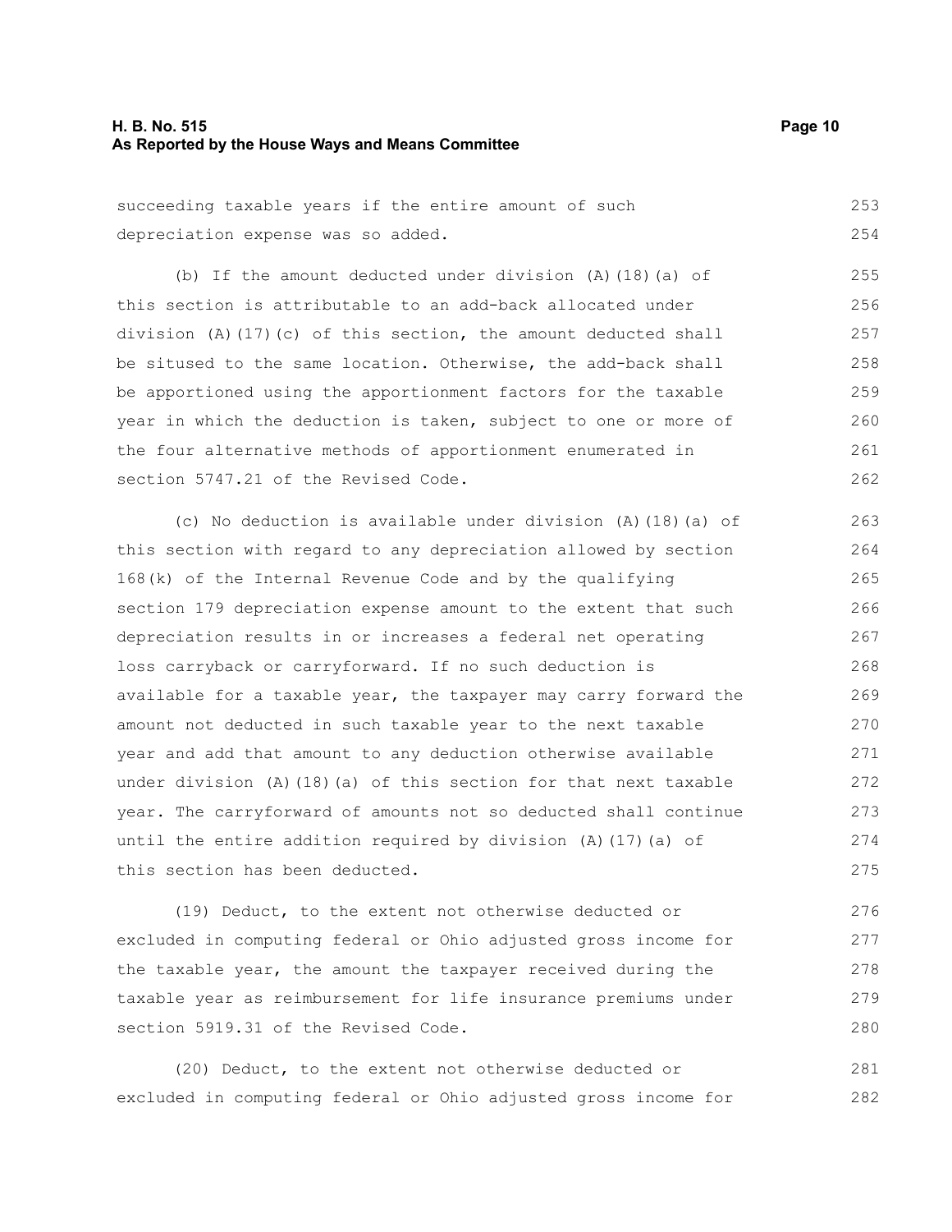succeeding taxable years if the entire amount of such depreciation expense was so added.

(b) If the amount deducted under division (A)(18)(a) of this section is attributable to an add-back allocated under division (A)(17)(c) of this section, the amount deducted shall be sitused to the same location. Otherwise, the add-back shall be apportioned using the apportionment factors for the taxable year in which the deduction is taken, subject to one or more of the four alternative methods of apportionment enumerated in section 5747.21 of the Revised Code.

(c) No deduction is available under division (A)(18)(a) of this section with regard to any depreciation allowed by section 168(k) of the Internal Revenue Code and by the qualifying section 179 depreciation expense amount to the extent that such depreciation results in or increases a federal net operating loss carryback or carryforward. If no such deduction is available for a taxable year, the taxpayer may carry forward the amount not deducted in such taxable year to the next taxable year and add that amount to any deduction otherwise available under division (A)(18)(a) of this section for that next taxable year. The carryforward of amounts not so deducted shall continue until the entire addition required by division (A)(17)(a) of this section has been deducted.

(19) Deduct, to the extent not otherwise deducted or excluded in computing federal or Ohio adjusted gross income for the taxable year, the amount the taxpayer received during the taxable year as reimbursement for life insurance premiums under section 5919.31 of the Revised Code.

(20) Deduct, to the extent not otherwise deducted or excluded in computing federal or Ohio adjusted gross income for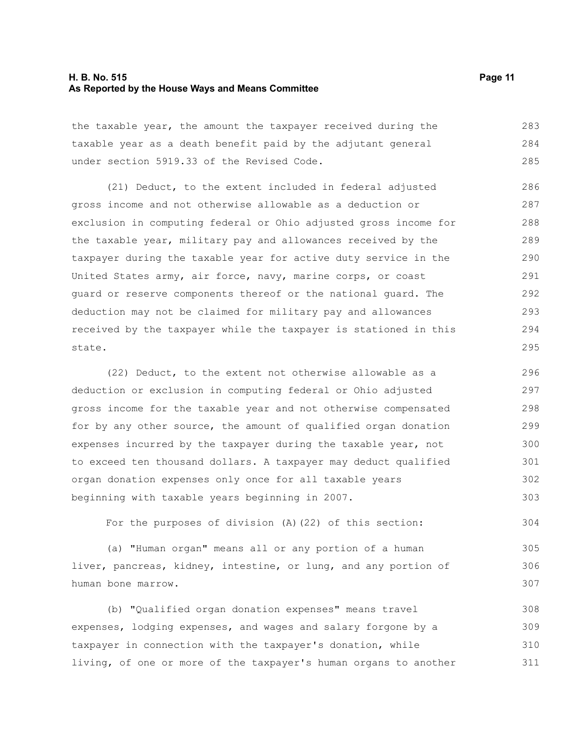the taxable year, the amount the taxpayer received during the taxable year as a death benefit paid by the adjutant general under section 5919.33 of the Revised Code.

(21) Deduct, to the extent included in federal adjusted gross income and not otherwise allowable as a deduction or exclusion in computing federal or Ohio adjusted gross income for the taxable year, military pay and allowances received by the taxpayer during the taxable year for active duty service in the United States army, air force, navy, marine corps, or coast guard or reserve components thereof or the national guard. The deduction may not be claimed for military pay and allowances received by the taxpayer while the taxpayer is stationed in this state.

(22) Deduct, to the extent not otherwise allowable as a deduction or exclusion in computing federal or Ohio adjusted gross income for the taxable year and not otherwise compensated for by any other source, the amount of qualified organ donation expenses incurred by the taxpayer during the taxable year, not to exceed ten thousand dollars. A taxpayer may deduct qualified organ donation expenses only once for all taxable years beginning with taxable years beginning in 2007.

For the purposes of division (A)(22) of this section:

(a) "Human organ" means all or any portion of a human liver, pancreas, kidney, intestine, or lung, and any portion of human bone marrow.

(b) "Qualified organ donation expenses" means travel expenses, lodging expenses, and wages and salary forgone by a taxpayer in connection with the taxpayer's donation, while living, of one or more of the taxpayer's human organs to another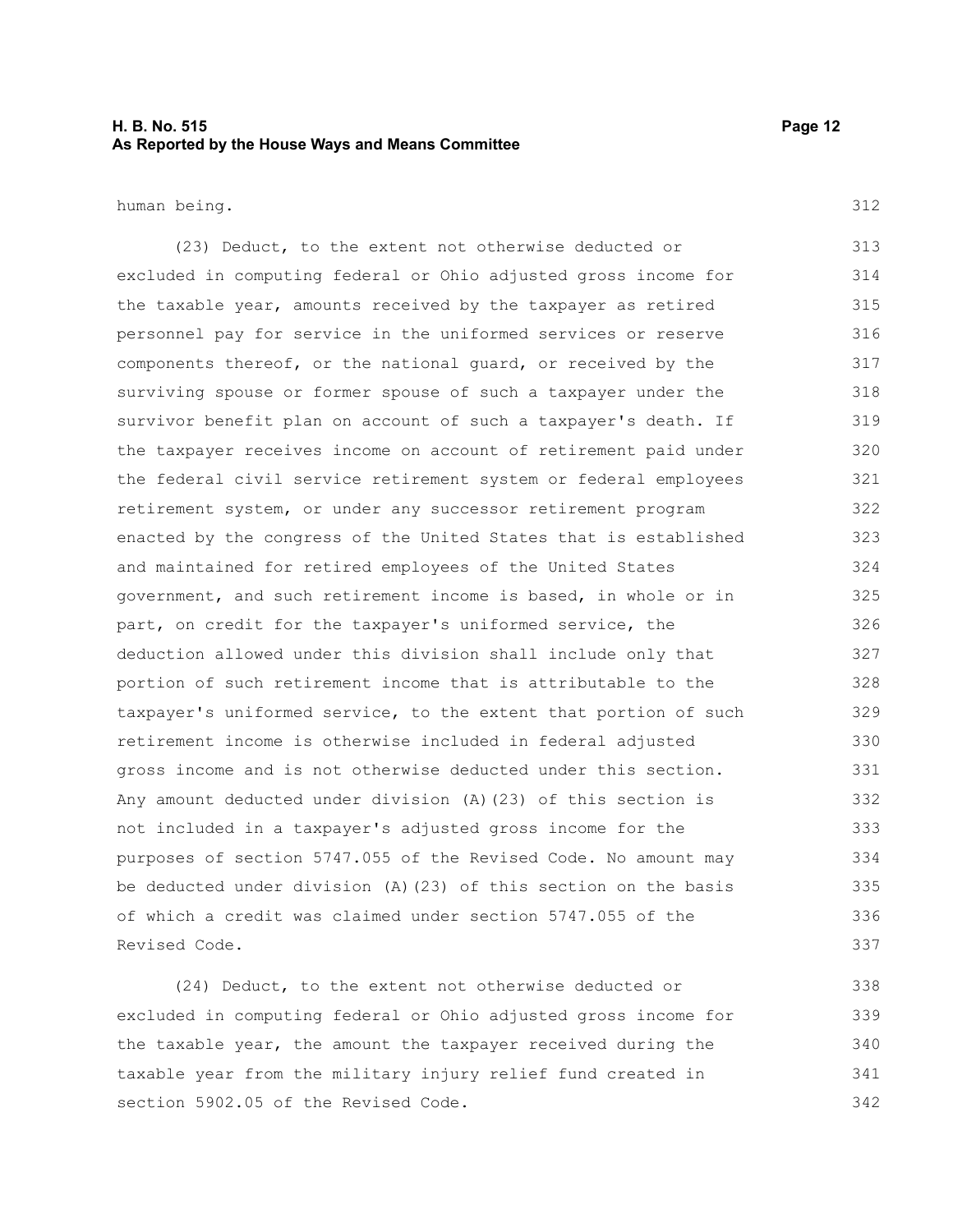human being.

(23) Deduct, to the extent not otherwise deducted or excluded in computing federal or Ohio adjusted gross income for the taxable year, amounts received by the taxpayer as retired personnel pay for service in the uniformed services or reserve components thereof, or the national guard, or received by the surviving spouse or former spouse of such a taxpayer under the survivor benefit plan on account of such a taxpayer's death. If the taxpayer receives income on account of retirement paid under the federal civil service retirement system or federal employees retirement system, or under any successor retirement program enacted by the congress of the United States that is established and maintained for retired employees of the United States government, and such retirement income is based, in whole or in part, on credit for the taxpayer's uniformed service, the deduction allowed under this division shall include only that portion of such retirement income that is attributable to the taxpayer's uniformed service, to the extent that portion of such retirement income is otherwise included in federal adjusted gross income and is not otherwise deducted under this section. Any amount deducted under division (A)(23) of this section is not included in a taxpayer's adjusted gross income for the purposes of section 5747.055 of the Revised Code. No amount may be deducted under division (A)(23) of this section on the basis of which a credit was claimed under section 5747.055 of the Revised Code.

(24) Deduct, to the extent not otherwise deducted or excluded in computing federal or Ohio adjusted gross income for the taxable year, the amount the taxpayer received during the taxable year from the military injury relief fund created in section 5902.05 of the Revised Code.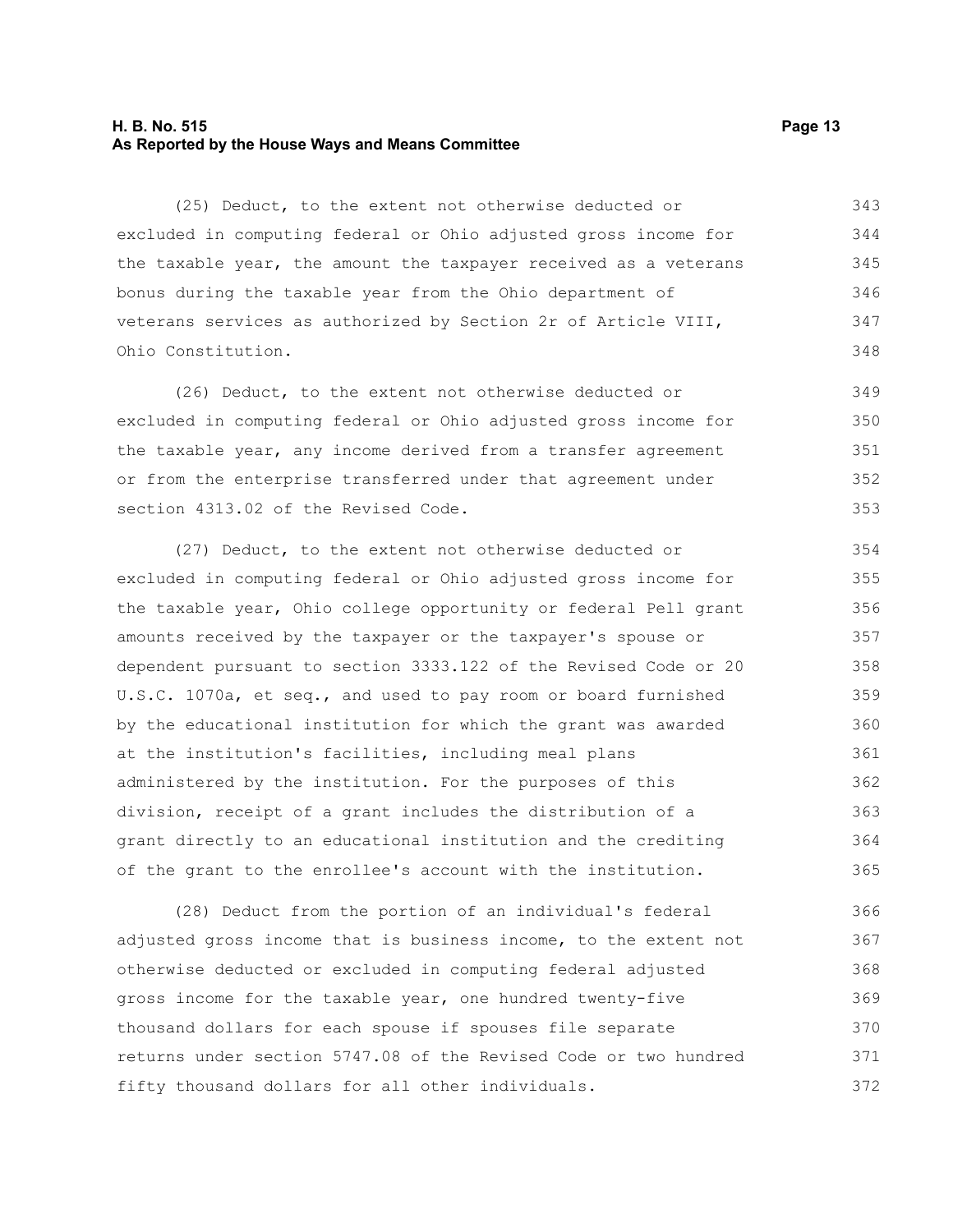(25) Deduct, to the extent not otherwise deducted or excluded in computing federal or Ohio adjusted gross income for the taxable year, the amount the taxpayer received as a veterans bonus during the taxable year from the Ohio department of veterans services as authorized by Section 2r of Article VIII, Ohio Constitution.

(26) Deduct, to the extent not otherwise deducted or excluded in computing federal or Ohio adjusted gross income for the taxable year, any income derived from a transfer agreement or from the enterprise transferred under that agreement under section 4313.02 of the Revised Code.

(27) Deduct, to the extent not otherwise deducted or excluded in computing federal or Ohio adjusted gross income for the taxable year, Ohio college opportunity or federal Pell grant amounts received by the taxpayer or the taxpayer's spouse or dependent pursuant to section 3333.122 of the Revised Code or 20 U.S.C. 1070a, et seq., and used to pay room or board furnished by the educational institution for which the grant was awarded at the institution's facilities, including meal plans administered by the institution. For the purposes of this division, receipt of a grant includes the distribution of a grant directly to an educational institution and the crediting of the grant to the enrollee's account with the institution.

(28) Deduct from the portion of an individual's federal adjusted gross income that is business income, to the extent not otherwise deducted or excluded in computing federal adjusted gross income for the taxable year, one hundred twenty-five thousand dollars for each spouse if spouses file separate returns under section 5747.08 of the Revised Code or two hundred fifty thousand dollars for all other individuals.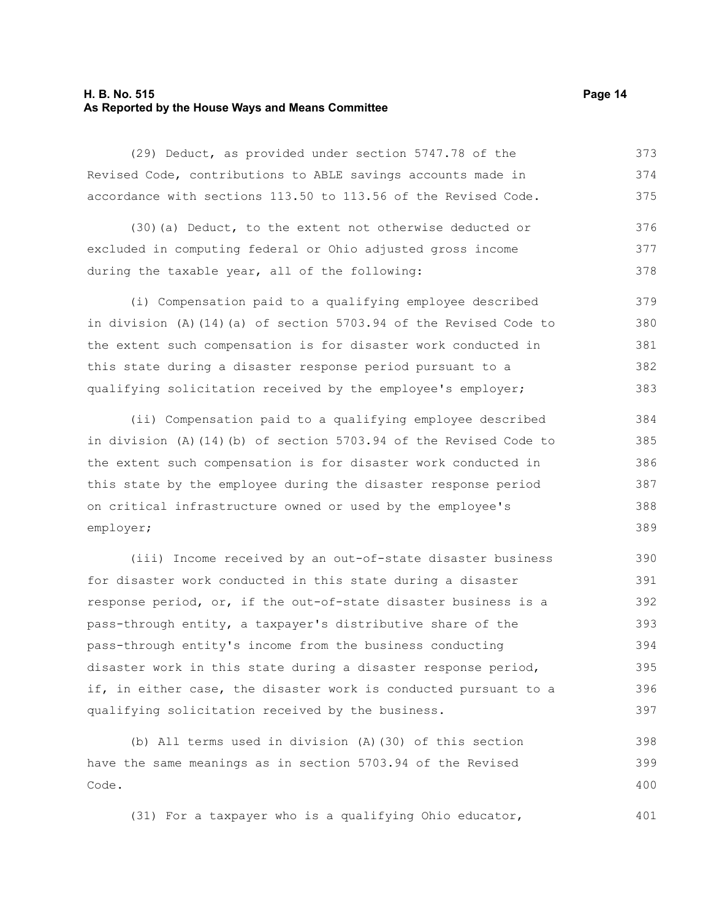(29) Deduct, as provided under section 5747.78 of the Revised Code, contributions to ABLE savings accounts made in accordance with sections 113.50 to 113.56 of the Revised Code.

(30)(a) Deduct, to the extent not otherwise deducted or excluded in computing federal or Ohio adjusted gross income during the taxable year, all of the following:

(i) Compensation paid to a qualifying employee described in division (A)(14)(a) of section 5703.94 of the Revised Code to the extent such compensation is for disaster work conducted in this state during a disaster response period pursuant to a qualifying solicitation received by the employee's employer;

(ii) Compensation paid to a qualifying employee described in division (A)(14)(b) of section 5703.94 of the Revised Code to the extent such compensation is for disaster work conducted in this state by the employee during the disaster response period on critical infrastructure owned or used by the employee's employer;

(iii) Income received by an out-of-state disaster business for disaster work conducted in this state during a disaster response period, or, if the out-of-state disaster business is a pass-through entity, a taxpayer's distributive share of the pass-through entity's income from the business conducting disaster work in this state during a disaster response period, if, in either case, the disaster work is conducted pursuant to a qualifying solicitation received by the business.

(b) All terms used in division (A)(30) of this section have the same meanings as in section 5703.94 of the Revised Code.

(31) For a taxpayer who is a qualifying Ohio educator,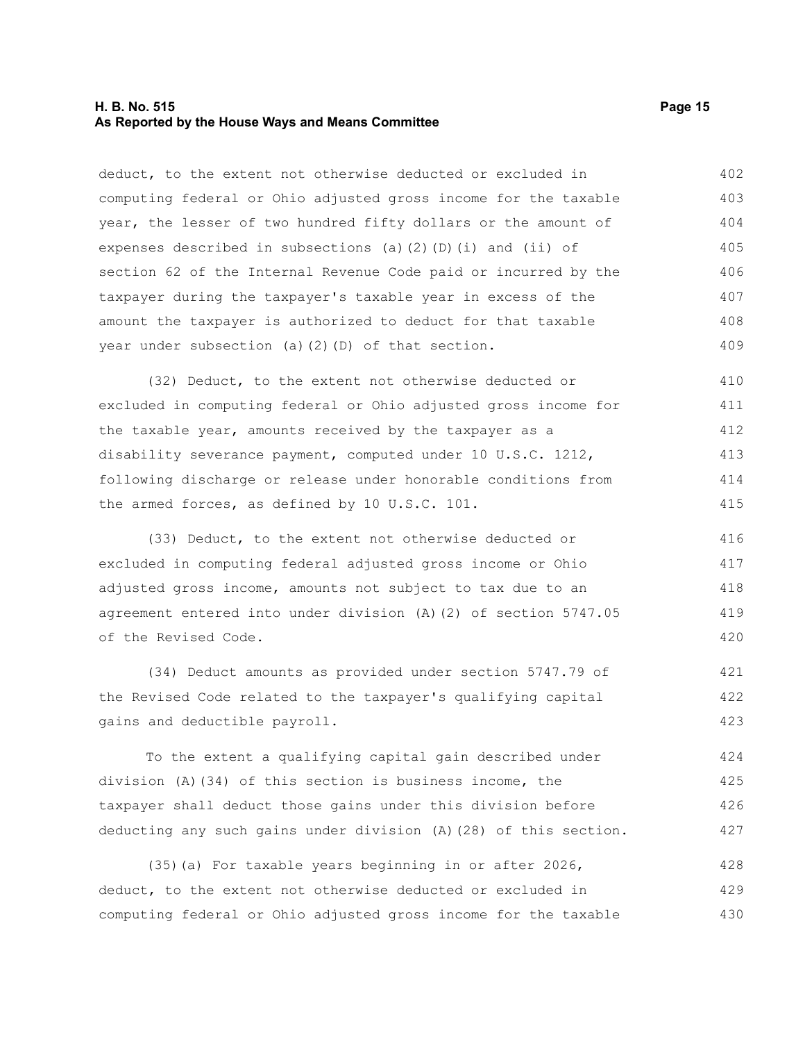deduct, to the extent not otherwise deducted or excluded in computing federal or Ohio adjusted gross income for the taxable year, the lesser of two hundred fifty dollars or the amount of expenses described in subsections (a)(2)(D)(i) and (ii) of section 62 of the Internal Revenue Code paid or incurred by the taxpayer during the taxpayer's taxable year in excess of the amount the taxpayer is authorized to deduct for that taxable year under subsection (a)(2)(D) of that section.

(32) Deduct, to the extent not otherwise deducted or excluded in computing federal or Ohio adjusted gross income for the taxable year, amounts received by the taxpayer as a disability severance payment, computed under 10 U.S.C. 1212, following discharge or release under honorable conditions from the armed forces, as defined by 10 U.S.C. 101.

(33) Deduct, to the extent not otherwise deducted or excluded in computing federal adjusted gross income or Ohio adjusted gross income, amounts not subject to tax due to an agreement entered into under division (A)(2) of section 5747.05 of the Revised Code.

(34) Deduct amounts as provided under section 5747.79 of the Revised Code related to the taxpayer's qualifying capital gains and deductible payroll.

To the extent a qualifying capital gain described under division (A)(34) of this section is business income, the taxpayer shall deduct those gains under this division before deducting any such gains under division (A)(28) of this section.

(35)(a) For taxable years beginning in or after 2026, deduct, to the extent not otherwise deducted or excluded in computing federal or Ohio adjusted gross income for the taxable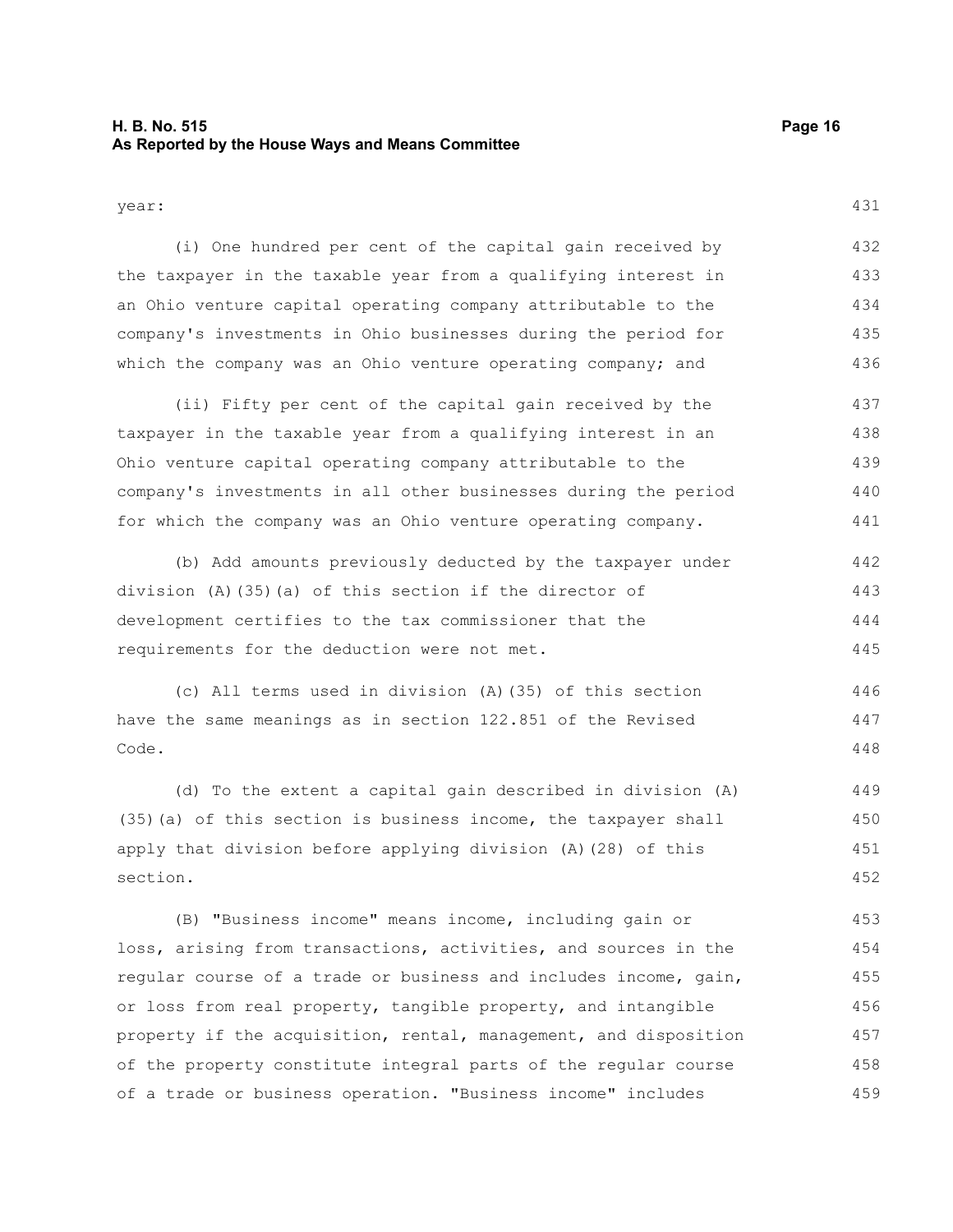year:

(i) One hundred per cent of the capital gain received by the taxpayer in the taxable year from a qualifying interest in an Ohio venture capital operating company attributable to the company's investments in Ohio businesses during the period for which the company was an Ohio venture operating company; and

(ii) Fifty per cent of the capital gain received by the taxpayer in the taxable year from a qualifying interest in an Ohio venture capital operating company attributable to the company's investments in all other businesses during the period for which the company was an Ohio venture operating company.

(b) Add amounts previously deducted by the taxpayer under division (A)(35)(a) of this section if the director of development certifies to the tax commissioner that the requirements for the deduction were not met.

(c) All terms used in division (A)(35) of this section have the same meanings as in section 122.851 of the Revised Code.

(d) To the extent a capital gain described in division (A)(35)(a) of this section is business income, the taxpayer shall apply that division before applying division (A)(28) of this section.

(B) "Business income" means income, including gain or loss, arising from transactions, activities, and sources in the regular course of a trade or business and includes income, gain, or loss from real property, tangible property, and intangible property if the acquisition, rental, management, and disposition of the property constitute integral parts of the regular course of a trade or business operation. "Business income" includes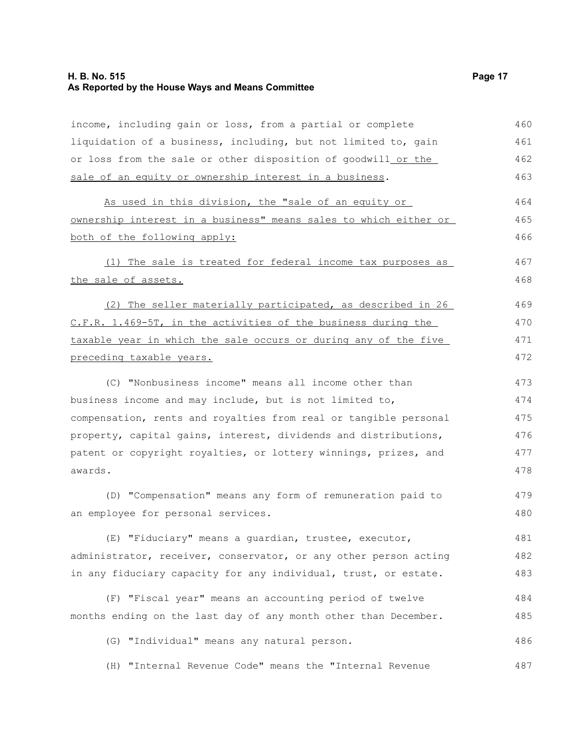income, including gain or loss, from a partial or complete liquidation of a business, including, but not limited to, gain or loss from the sale or other disposition of goodwill or the sale of an equity or ownership interest in a business.

As used in this division, the "sale of an equity or ownership interest in a business" means sales to which either or both of the following apply:

(1) The sale is treated for federal income tax purposes as the sale of assets.

(2) The seller materially participated, as described in 26 C.F.R. 1.469-5T, in the activities of the business during the taxable year in which the sale occurs or during any of the five preceding taxable years.

(C) "Nonbusiness income" means all income other than business income and may include, but is not limited to, compensation, rents and royalties from real or tangible personal property, capital gains, interest, dividends and distributions, patent or copyright royalties, or lottery winnings, prizes, and awards.

(D) "Compensation" means any form of remuneration paid to an employee for personal services.

(E) "Fiduciary" means a guardian, trustee, executor, administrator, receiver, conservator, or any other person acting in any fiduciary capacity for any individual, trust, or estate.

(F) "Fiscal year" means an accounting period of twelve months ending on the last day of any month other than December.

(G) "Individual" means any natural person.

(H) "Internal Revenue Code" means the "Internal Revenue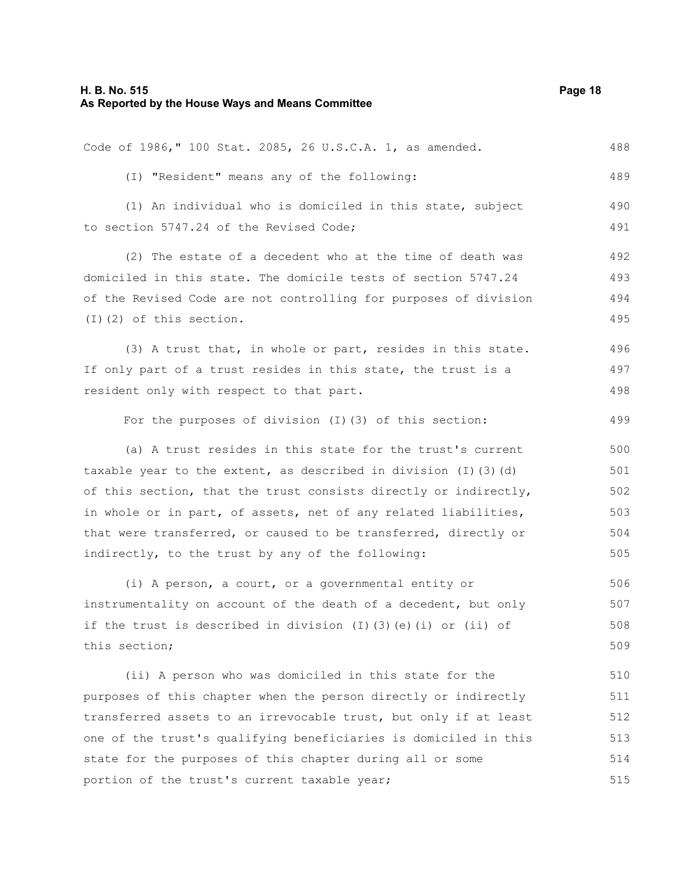Code of 1986," 100 Stat. 2085, 26 U.S.C.A. 1, as amended.

(I) "Resident" means any of the following:

(1) An individual who is domiciled in this state, subject to section 5747.24 of the Revised Code;

(2) The estate of a decedent who at the time of death was domiciled in this state. The domicile tests of section 5747.24 of the Revised Code are not controlling for purposes of division (I)(2) of this section.

(3) A trust that, in whole or part, resides in this state. If only part of a trust resides in this state, the trust is a resident only with respect to that part.

For the purposes of division (I)(3) of this section:

(a) A trust resides in this state for the trust's current taxable year to the extent, as described in division (I)(3)(d) of this section, that the trust consists directly or indirectly, in whole or in part, of assets, net of any related liabilities, that were transferred, or caused to be transferred, directly or indirectly, to the trust by any of the following:

(i) A person, a court, or a governmental entity or instrumentality on account of the death of a decedent, but only if the trust is described in division (I)(3)(e)(i) or (ii) of this section;

(ii) A person who was domiciled in this state for the purposes of this chapter when the person directly or indirectly transferred assets to an irrevocable trust, but only if at least one of the trust's qualifying beneficiaries is domiciled in this state for the purposes of this chapter during all or some portion of the trust's current taxable year;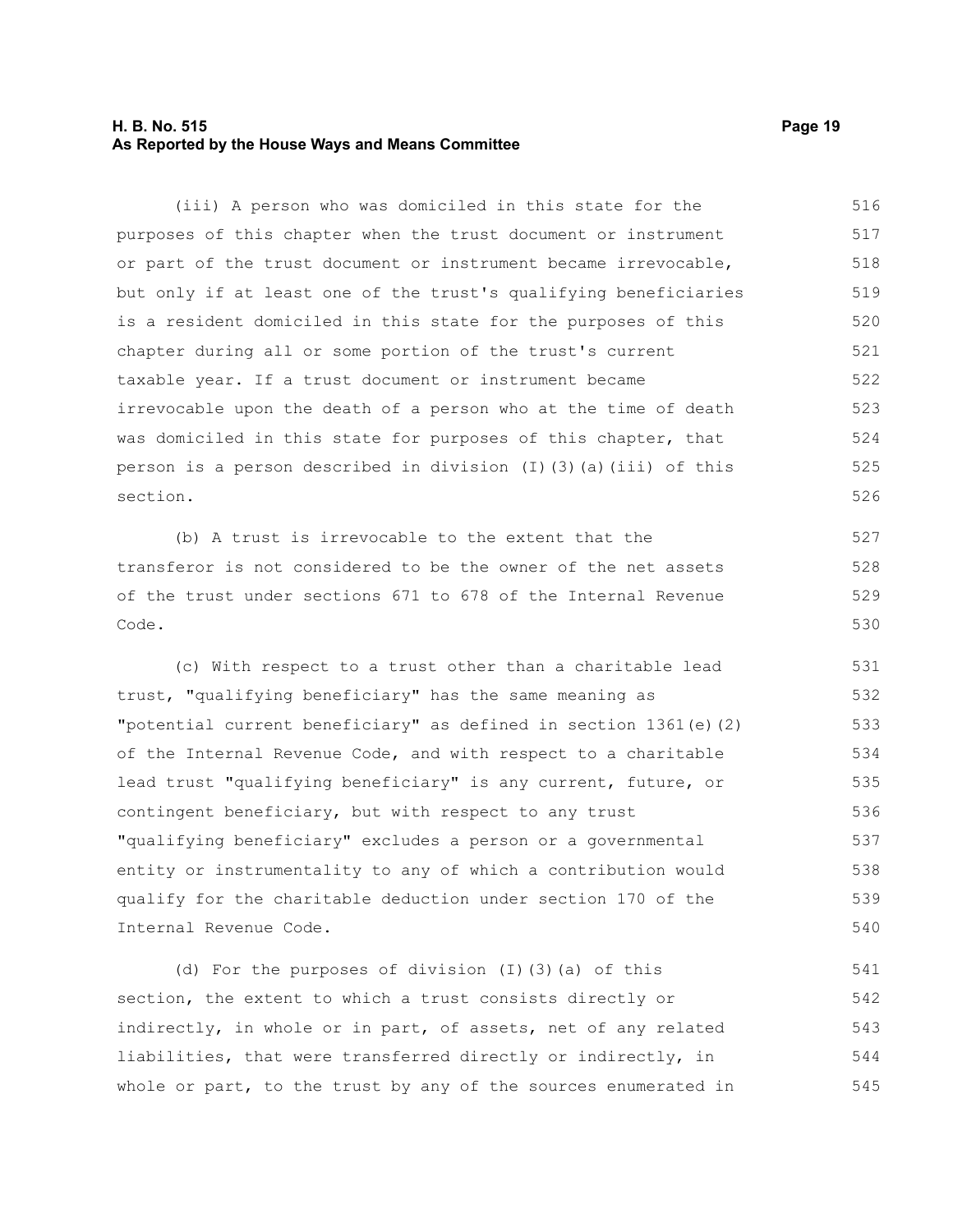(iii) A person who was domiciled in this state for the purposes of this chapter when the trust document or instrument or part of the trust document or instrument became irrevocable, but only if at least one of the trust's qualifying beneficiaries is a resident domiciled in this state for the purposes of this chapter during all or some portion of the trust's current taxable year. If a trust document or instrument became irrevocable upon the death of a person who at the time of death was domiciled in this state for purposes of this chapter, that person is a person described in division (I)(3)(a)(iii) of this section.

(b) A trust is irrevocable to the extent that the transferor is not considered to be the owner of the net assets of the trust under sections 671 to 678 of the Internal Revenue Code.

(c) With respect to a trust other than a charitable lead trust, "qualifying beneficiary" has the same meaning as "potential current beneficiary" as defined in section 1361(e)(2) of the Internal Revenue Code, and with respect to a charitable lead trust "qualifying beneficiary" is any current, future, or contingent beneficiary, but with respect to any trust "qualifying beneficiary" excludes a person or a governmental entity or instrumentality to any of which a contribution would qualify for the charitable deduction under section 170 of the Internal Revenue Code.

(d) For the purposes of division (I)(3)(a) of this section, the extent to which a trust consists directly or indirectly, in whole or in part, of assets, net of any related liabilities, that were transferred directly or indirectly, in whole or part, to the trust by any of the sources enumerated in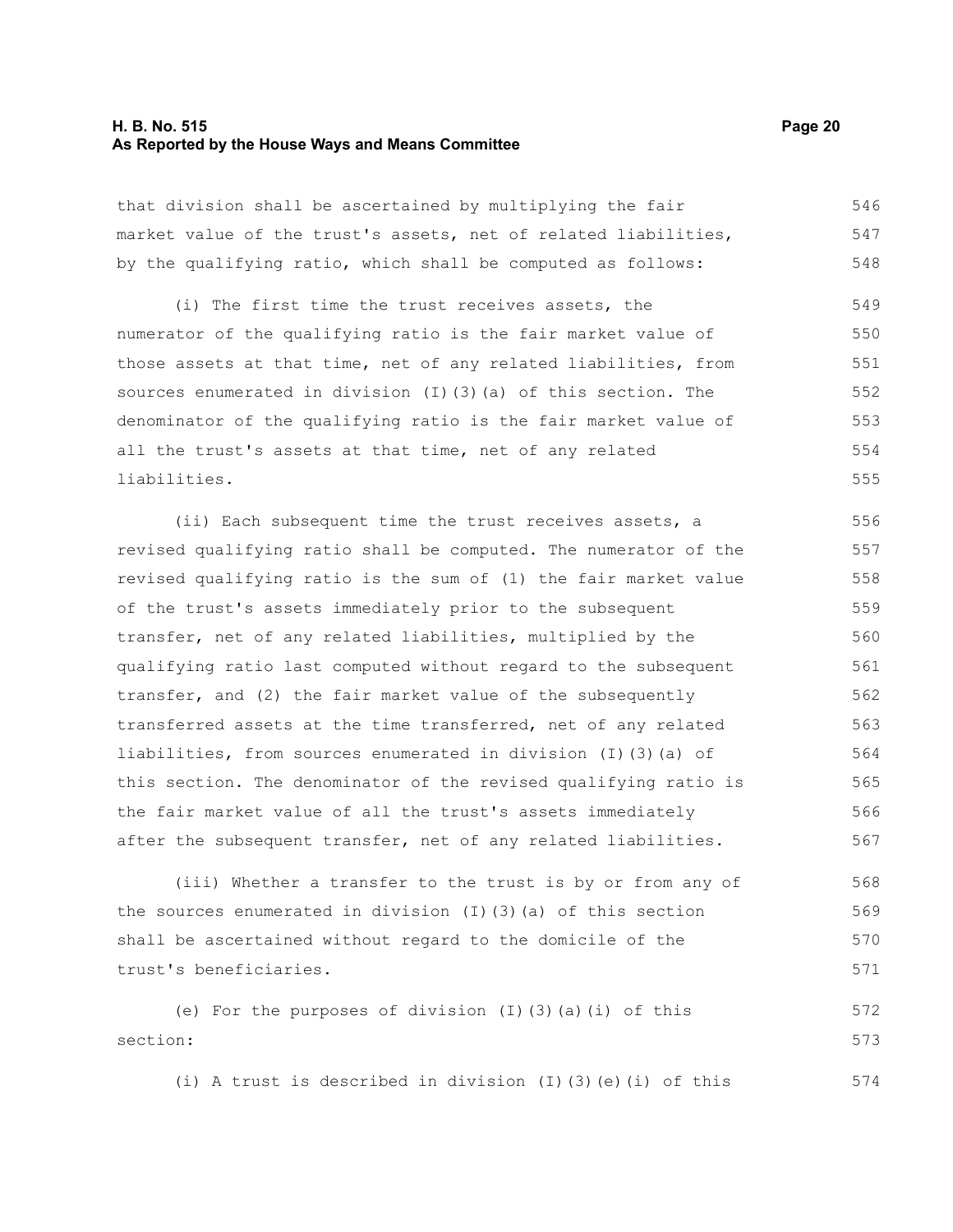that division shall be ascertained by multiplying the fair market value of the trust's assets, net of related liabilities, by the qualifying ratio, which shall be computed as follows:

(i) The first time the trust receives assets, the numerator of the qualifying ratio is the fair market value of those assets at that time, net of any related liabilities, from sources enumerated in division (I)(3)(a) of this section. The denominator of the qualifying ratio is the fair market value of all the trust's assets at that time, net of any related liabilities.

(ii) Each subsequent time the trust receives assets, a revised qualifying ratio shall be computed. The numerator of the revised qualifying ratio is the sum of (1) the fair market value of the trust's assets immediately prior to the subsequent transfer, net of any related liabilities, multiplied by the qualifying ratio last computed without regard to the subsequent transfer, and (2) the fair market value of the subsequently transferred assets at the time transferred, net of any related liabilities, from sources enumerated in division (I)(3)(a) of this section. The denominator of the revised qualifying ratio is the fair market value of all the trust's assets immediately after the subsequent transfer, net of any related liabilities.

(iii) Whether a transfer to the trust is by or from any of the sources enumerated in division (I)(3)(a) of this section shall be ascertained without regard to the domicile of the trust's beneficiaries.

(e) For the purposes of division (I)(3)(a)(i) of this section:

(i) A trust is described in division (I)(3)(e)(i) of this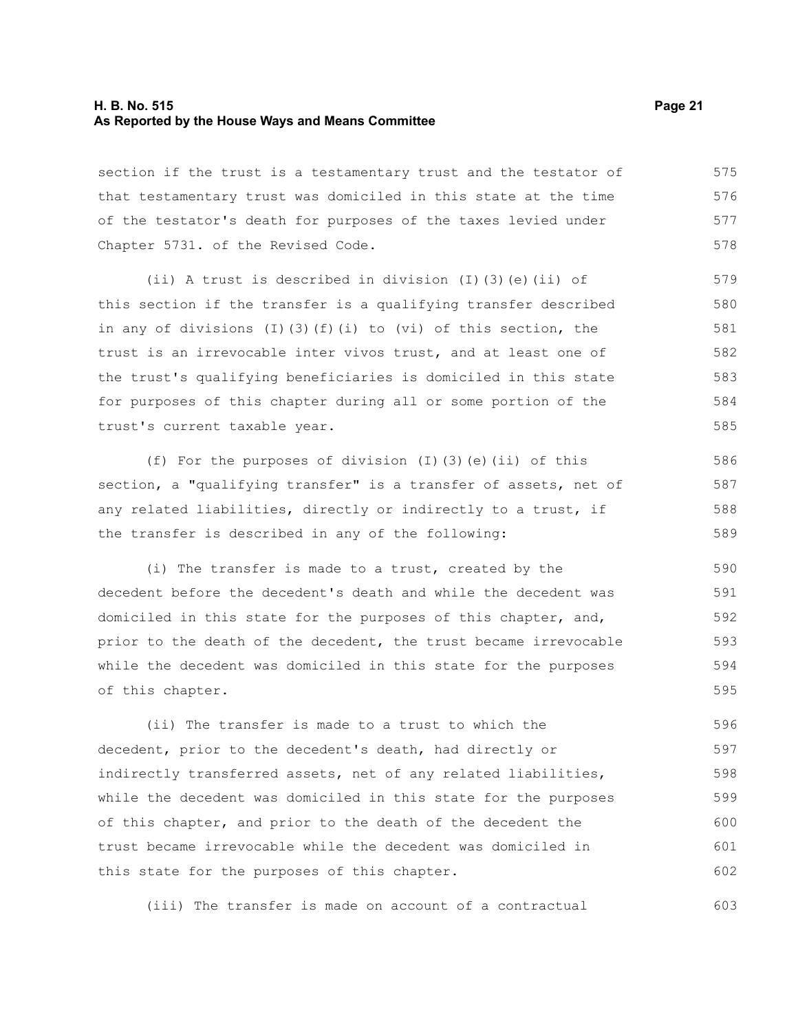section if the trust is a testamentary trust and the testator of that testamentary trust was domiciled in this state at the time of the testator's death for purposes of the taxes levied under Chapter 5731. of the Revised Code.

(ii) A trust is described in division (I)(3)(e)(ii) of this section if the transfer is a qualifying transfer described in any of divisions (I)(3)(f)(i) to (vi) of this section, the trust is an irrevocable inter vivos trust, and at least one of the trust's qualifying beneficiaries is domiciled in this state for purposes of this chapter during all or some portion of the trust's current taxable year.

(f) For the purposes of division (I)(3)(e)(ii) of this section, a "qualifying transfer" is a transfer of assets, net of any related liabilities, directly or indirectly to a trust, if the transfer is described in any of the following:

(i) The transfer is made to a trust, created by the decedent before the decedent's death and while the decedent was domiciled in this state for the purposes of this chapter, and, prior to the death of the decedent, the trust became irrevocable while the decedent was domiciled in this state for the purposes of this chapter.

(ii) The transfer is made to a trust to which the decedent, prior to the decedent's death, had directly or indirectly transferred assets, net of any related liabilities, while the decedent was domiciled in this state for the purposes of this chapter, and prior to the death of the decedent the trust became irrevocable while the decedent was domiciled in this state for the purposes of this chapter.

(iii) The transfer is made on account of a contractual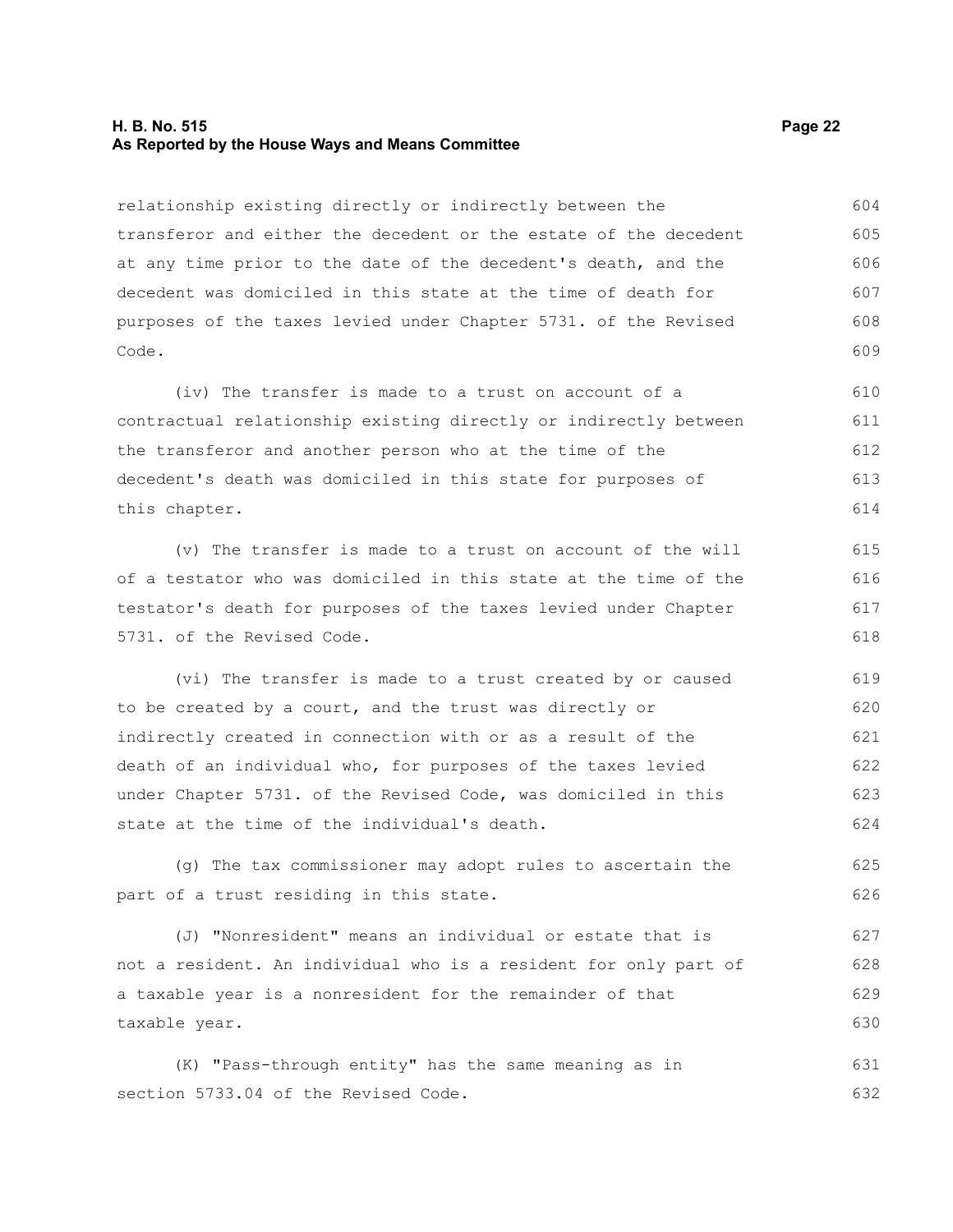relationship existing directly or indirectly between the transferor and either the decedent or the estate of the decedent at any time prior to the date of the decedent's death, and the decedent was domiciled in this state at the time of death for purposes of the taxes levied under Chapter 5731. of the Revised Code.

(iv) The transfer is made to a trust on account of a contractual relationship existing directly or indirectly between the transferor and another person who at the time of the decedent's death was domiciled in this state for purposes of this chapter.

(v) The transfer is made to a trust on account of the will of a testator who was domiciled in this state at the time of the testator's death for purposes of the taxes levied under Chapter 5731. of the Revised Code.

(vi) The transfer is made to a trust created by or caused to be created by a court, and the trust was directly or indirectly created in connection with or as a result of the death of an individual who, for purposes of the taxes levied under Chapter 5731. of the Revised Code, was domiciled in this state at the time of the individual's death.

(g) The tax commissioner may adopt rules to ascertain the part of a trust residing in this state.

(J) "Nonresident" means an individual or estate that is not a resident. An individual who is a resident for only part of a taxable year is a nonresident for the remainder of that taxable year.

(K) "Pass-through entity" has the same meaning as in section 5733.04 of the Revised Code.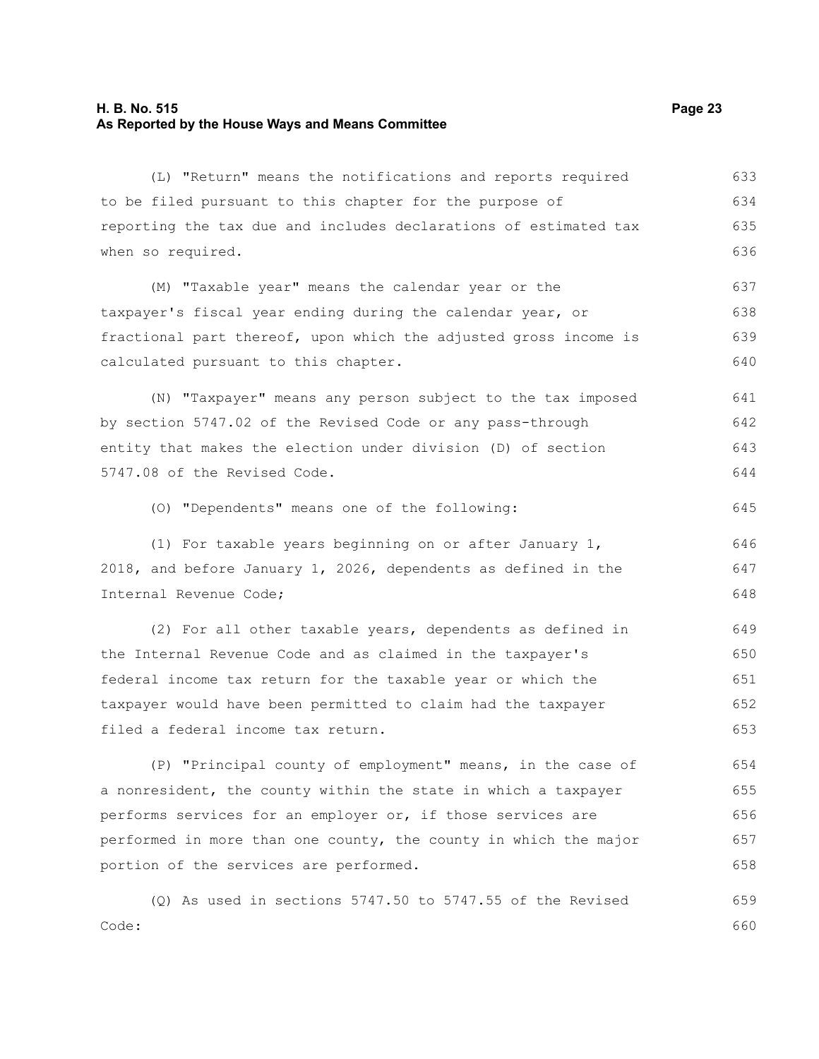(L) "Return" means the notifications and reports required to be filed pursuant to this chapter for the purpose of reporting the tax due and includes declarations of estimated tax when so required.

(M) "Taxable year" means the calendar year or the taxpayer's fiscal year ending during the calendar year, or fractional part thereof, upon which the adjusted gross income is calculated pursuant to this chapter.

(N) "Taxpayer" means any person subject to the tax imposed by section 5747.02 of the Revised Code or any pass-through entity that makes the election under division (D) of section 5747.08 of the Revised Code.

(O) "Dependents" means one of the following:

(1) For taxable years beginning on or after January 1, 2018, and before January 1, 2026, dependents as defined in the Internal Revenue Code;

(2) For all other taxable years, dependents as defined in the Internal Revenue Code and as claimed in the taxpayer's federal income tax return for the taxable year or which the taxpayer would have been permitted to claim had the taxpayer filed a federal income tax return.

(P) "Principal county of employment" means, in the case of a nonresident, the county within the state in which a taxpayer performs services for an employer or, if those services are performed in more than one county, the county in which the major portion of the services are performed.

(Q) As used in sections 5747.50 to 5747.55 of the Revised Code: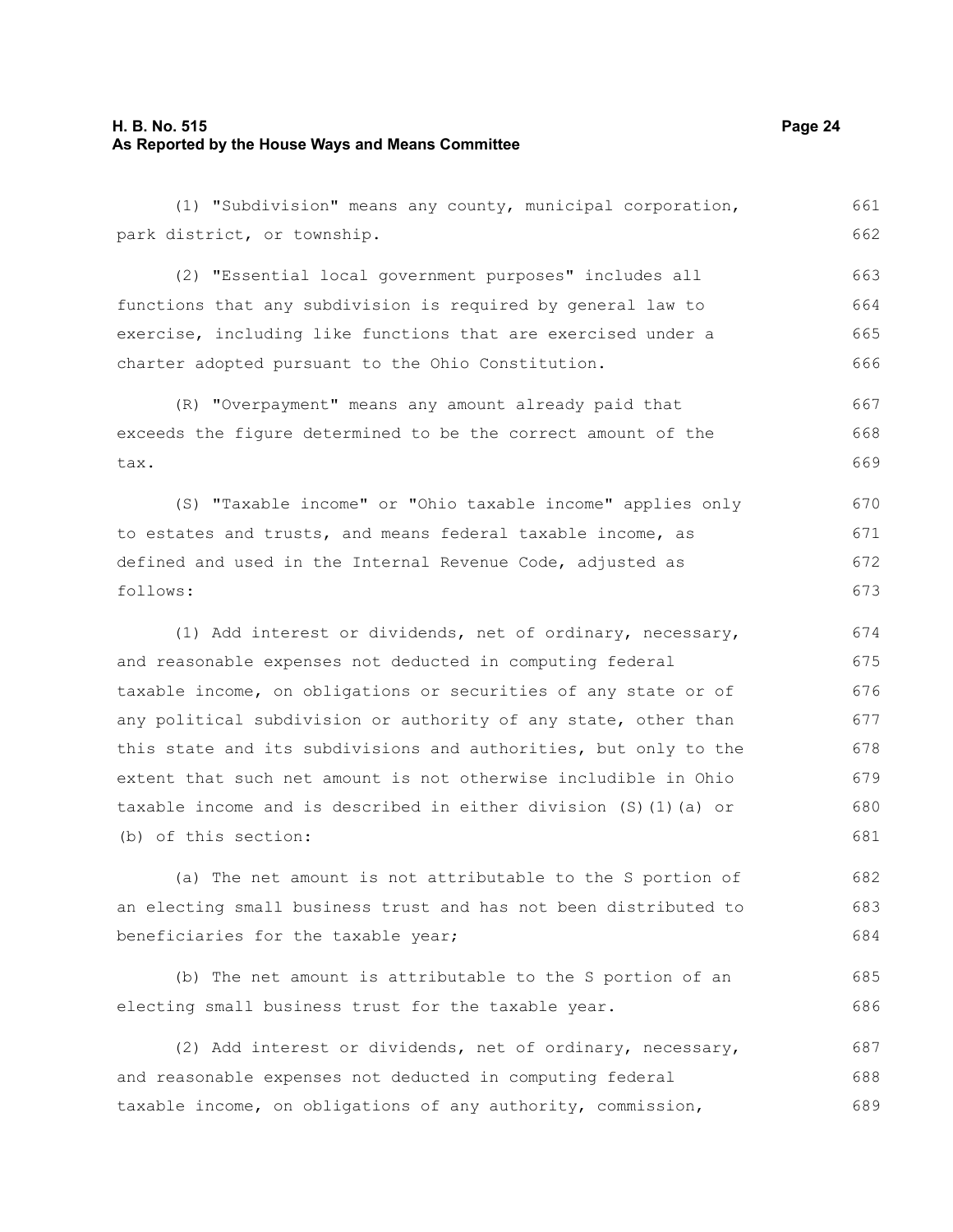(1) "Subdivision" means any county, municipal corporation, park district, or township.

(2) "Essential local government purposes" includes all functions that any subdivision is required by general law to exercise, including like functions that are exercised under a charter adopted pursuant to the Ohio Constitution.

(R) "Overpayment" means any amount already paid that exceeds the figure determined to be the correct amount of the tax.

(S) "Taxable income" or "Ohio taxable income" applies only to estates and trusts, and means federal taxable income, as defined and used in the Internal Revenue Code, adjusted as follows:

(1) Add interest or dividends, net of ordinary, necessary, and reasonable expenses not deducted in computing federal taxable income, on obligations or securities of any state or of any political subdivision or authority of any state, other than this state and its subdivisions and authorities, but only to the extent that such net amount is not otherwise includible in Ohio taxable income and is described in either division (S)(1)(a) or (b) of this section:

(a) The net amount is not attributable to the S portion of an electing small business trust and has not been distributed to beneficiaries for the taxable year;

(b) The net amount is attributable to the S portion of an electing small business trust for the taxable year.

(2) Add interest or dividends, net of ordinary, necessary, and reasonable expenses not deducted in computing federal taxable income, on obligations of any authority, commission,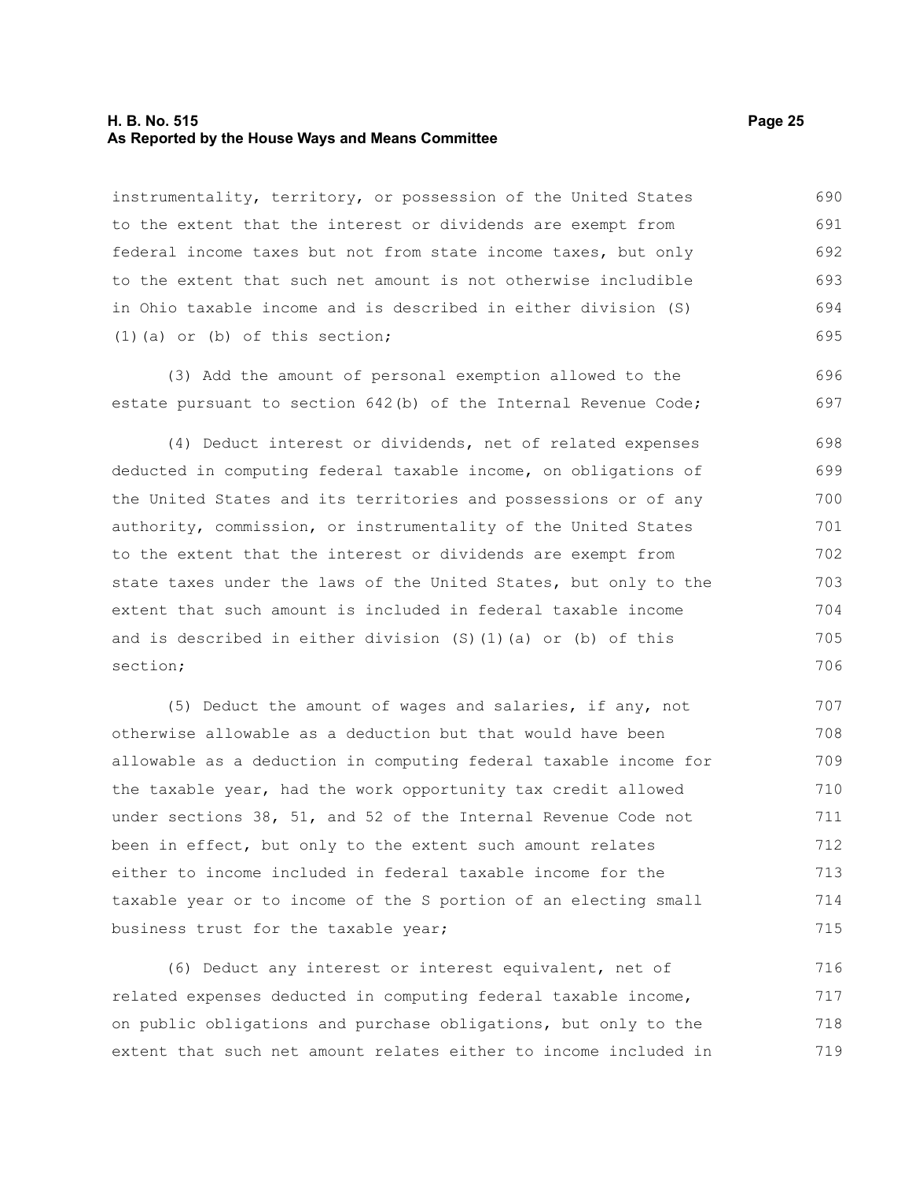instrumentality, territory, or possession of the United States to the extent that the interest or dividends are exempt from federal income taxes but not from state income taxes, but only to the extent that such net amount is not otherwise includible in Ohio taxable income and is described in either division (S)(1)(a) or (b) of this section;

(3) Add the amount of personal exemption allowed to the estate pursuant to section 642(b) of the Internal Revenue Code;

(4) Deduct interest or dividends, net of related expenses deducted in computing federal taxable income, on obligations of the United States and its territories and possessions or of any authority, commission, or instrumentality of the United States to the extent that the interest or dividends are exempt from state taxes under the laws of the United States, but only to the extent that such amount is included in federal taxable income and is described in either division (S)(1)(a) or (b) of this section;

(5) Deduct the amount of wages and salaries, if any, not otherwise allowable as a deduction but that would have been allowable as a deduction in computing federal taxable income for the taxable year, had the work opportunity tax credit allowed under sections 38, 51, and 52 of the Internal Revenue Code not been in effect, but only to the extent such amount relates either to income included in federal taxable income for the taxable year or to income of the S portion of an electing small business trust for the taxable year;

(6) Deduct any interest or interest equivalent, net of related expenses deducted in computing federal taxable income, on public obligations and purchase obligations, but only to the extent that such net amount relates either to income included in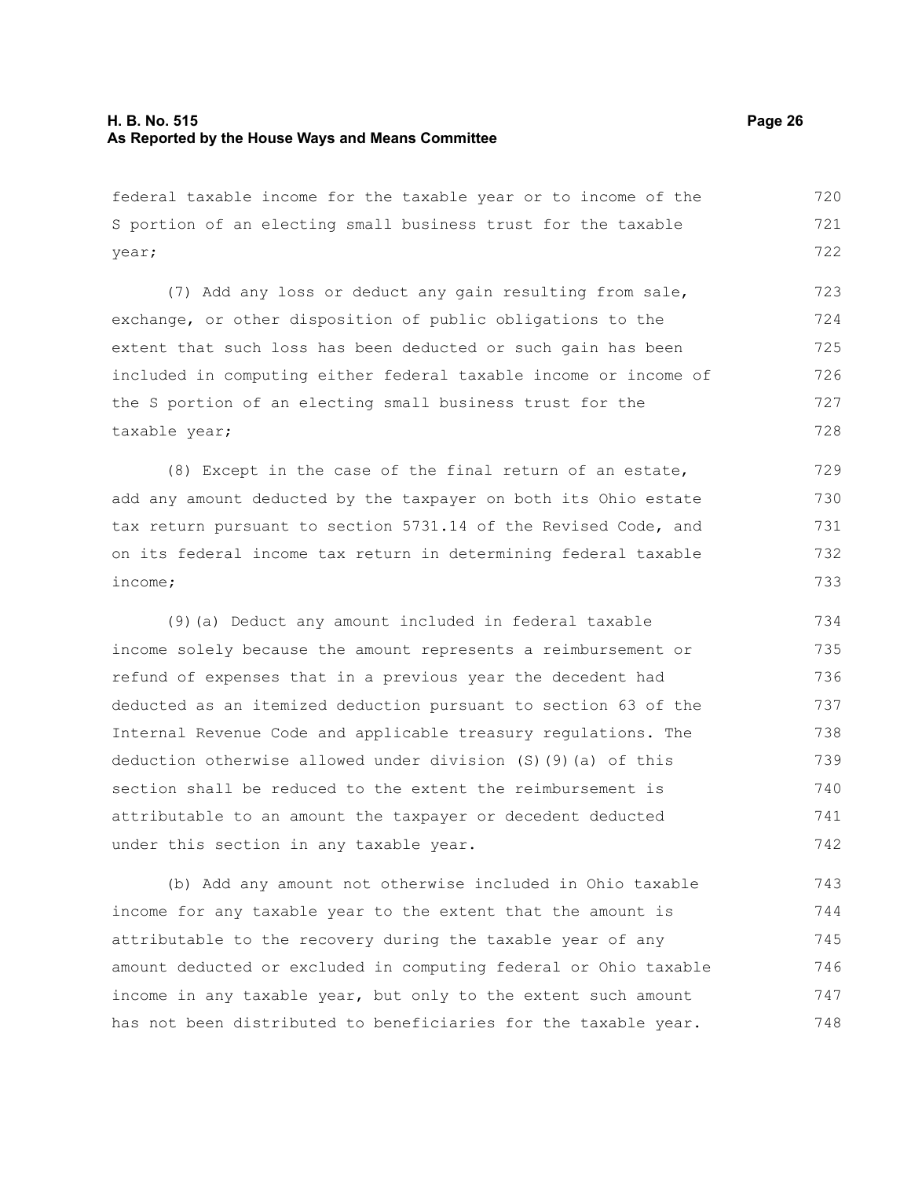federal taxable income for the taxable year or to income of the S portion of an electing small business trust for the taxable year;

(7) Add any loss or deduct any gain resulting from sale, exchange, or other disposition of public obligations to the extent that such loss has been deducted or such gain has been included in computing either federal taxable income or income of the S portion of an electing small business trust for the taxable year;

(8) Except in the case of the final return of an estate, add any amount deducted by the taxpayer on both its Ohio estate tax return pursuant to section 5731.14 of the Revised Code, and on its federal income tax return in determining federal taxable income;

(9)(a) Deduct any amount included in federal taxable income solely because the amount represents a reimbursement or refund of expenses that in a previous year the decedent had deducted as an itemized deduction pursuant to section 63 of the Internal Revenue Code and applicable treasury regulations. The deduction otherwise allowed under division (S)(9)(a) of this section shall be reduced to the extent the reimbursement is attributable to an amount the taxpayer or decedent deducted under this section in any taxable year.

(b) Add any amount not otherwise included in Ohio taxable income for any taxable year to the extent that the amount is attributable to the recovery during the taxable year of any amount deducted or excluded in computing federal or Ohio taxable income in any taxable year, but only to the extent such amount has not been distributed to beneficiaries for the taxable year.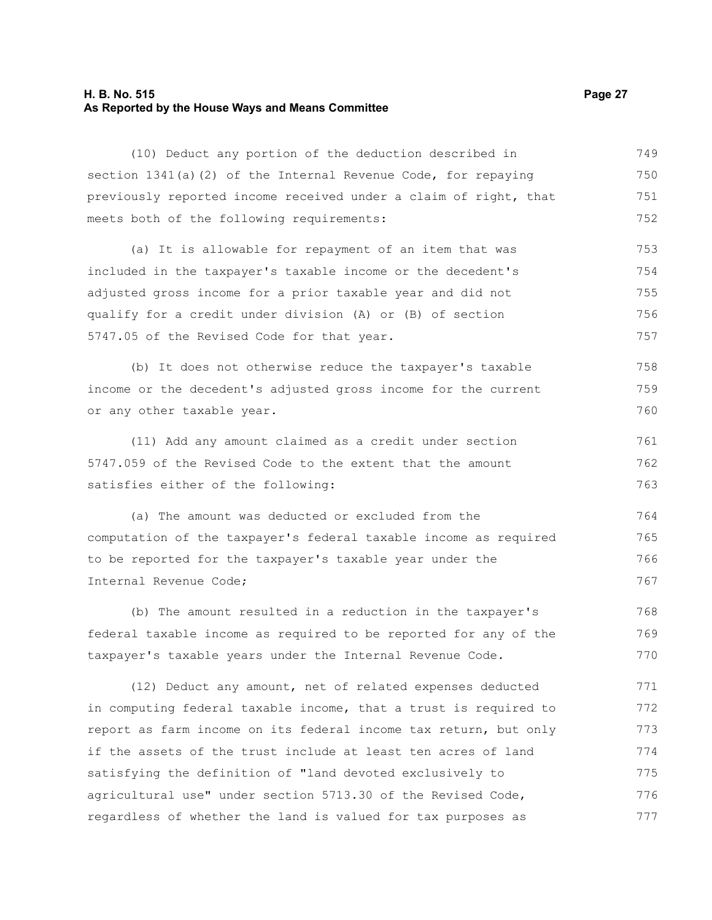(10) Deduct any portion of the deduction described in section 1341(a)(2) of the Internal Revenue Code, for repaying previously reported income received under a claim of right, that meets both of the following requirements:

(a) It is allowable for repayment of an item that was included in the taxpayer's taxable income or the decedent's adjusted gross income for a prior taxable year and did not qualify for a credit under division (A) or (B) of section 5747.05 of the Revised Code for that year.

(b) It does not otherwise reduce the taxpayer's taxable income or the decedent's adjusted gross income for the current or any other taxable year.

(11) Add any amount claimed as a credit under section 5747.059 of the Revised Code to the extent that the amount satisfies either of the following:

(a) The amount was deducted or excluded from the computation of the taxpayer's federal taxable income as required to be reported for the taxpayer's taxable year under the Internal Revenue Code;

(b) The amount resulted in a reduction in the taxpayer's federal taxable income as required to be reported for any of the taxpayer's taxable years under the Internal Revenue Code.

(12) Deduct any amount, net of related expenses deducted in computing federal taxable income, that a trust is required to report as farm income on its federal income tax return, but only if the assets of the trust include at least ten acres of land satisfying the definition of "land devoted exclusively to agricultural use" under section 5713.30 of the Revised Code, regardless of whether the land is valued for tax purposes as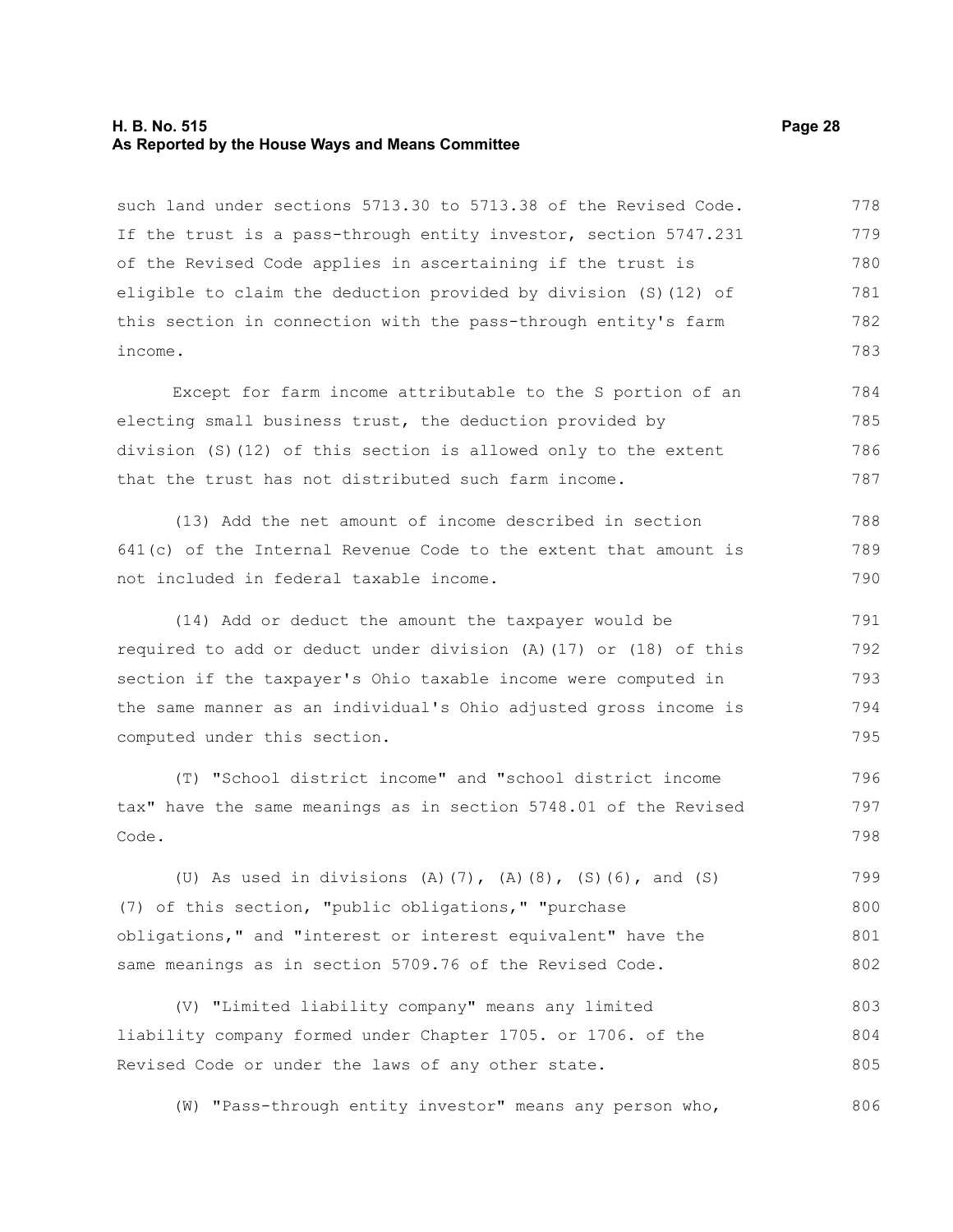such land under sections 5713.30 to 5713.38 of the Revised Code. If the trust is a pass-through entity investor, section 5747.231 of the Revised Code applies in ascertaining if the trust is eligible to claim the deduction provided by division (S)(12) of this section in connection with the pass-through entity's farm income.

Except for farm income attributable to the S portion of an electing small business trust, the deduction provided by division (S)(12) of this section is allowed only to the extent that the trust has not distributed such farm income.

(13) Add the net amount of income described in section 641(c) of the Internal Revenue Code to the extent that amount is not included in federal taxable income.

(14) Add or deduct the amount the taxpayer would be required to add or deduct under division (A)(17) or (18) of this section if the taxpayer's Ohio taxable income were computed in the same manner as an individual's Ohio adjusted gross income is computed under this section.

(T) "School district income" and "school district income tax" have the same meanings as in section 5748.01 of the Revised Code.

(U) As used in divisions (A)(7), (A)(8), (S)(6), and (S)(7) of this section, "public obligations," "purchase obligations," and "interest or interest equivalent" have the same meanings as in section 5709.76 of the Revised Code.

(V) "Limited liability company" means any limited liability company formed under Chapter 1705. or 1706. of the Revised Code or under the laws of any other state.

(W) "Pass-through entity investor" means any person who,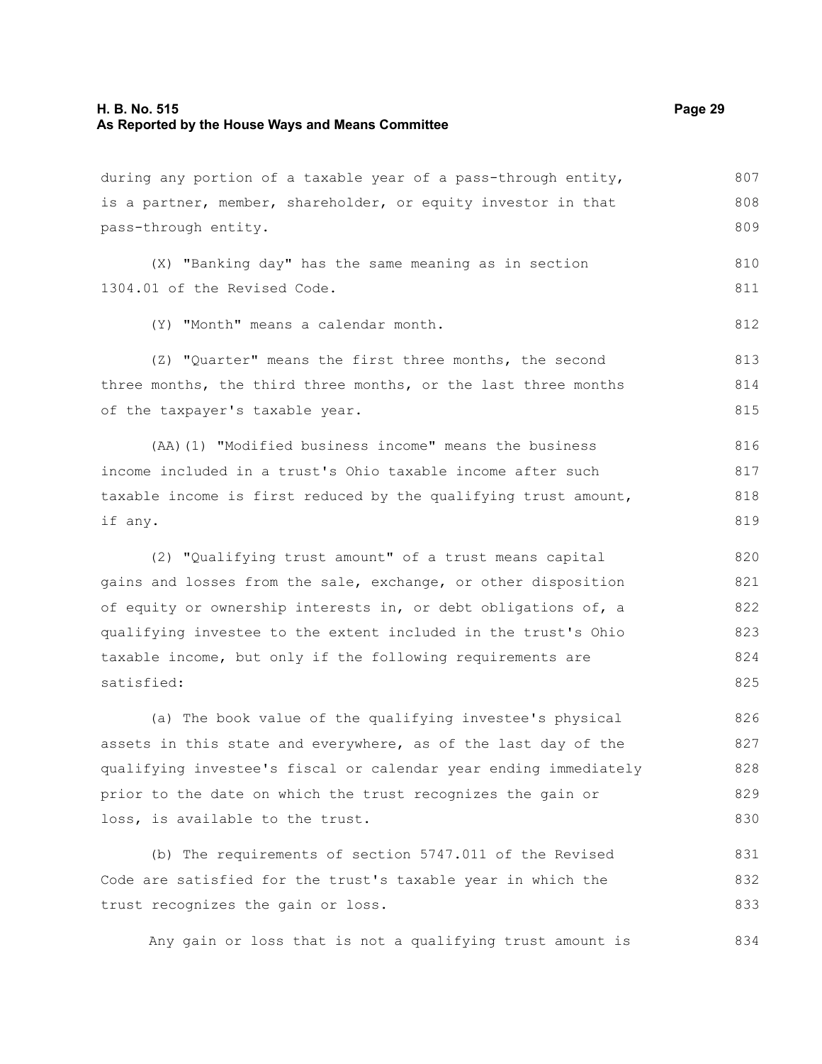during any portion of a taxable year of a pass-through entity, is a partner, member, shareholder, or equity investor in that pass-through entity.

(X) "Banking day" has the same meaning as in section 1304.01 of the Revised Code.

(Y) "Month" means a calendar month.

(Z) "Quarter" means the first three months, the second three months, the third three months, or the last three months of the taxpayer's taxable year.

(AA)(1) "Modified business income" means the business income included in a trust's Ohio taxable income after such taxable income is first reduced by the qualifying trust amount, if any.

(2) "Qualifying trust amount" of a trust means capital gains and losses from the sale, exchange, or other disposition of equity or ownership interests in, or debt obligations of, a qualifying investee to the extent included in the trust's Ohio taxable income, but only if the following requirements are satisfied:

(a) The book value of the qualifying investee's physical assets in this state and everywhere, as of the last day of the qualifying investee's fiscal or calendar year ending immediately prior to the date on which the trust recognizes the gain or loss, is available to the trust.

(b) The requirements of section 5747.011 of the Revised Code are satisfied for the trust's taxable year in which the trust recognizes the gain or loss.

Any gain or loss that is not a qualifying trust amount is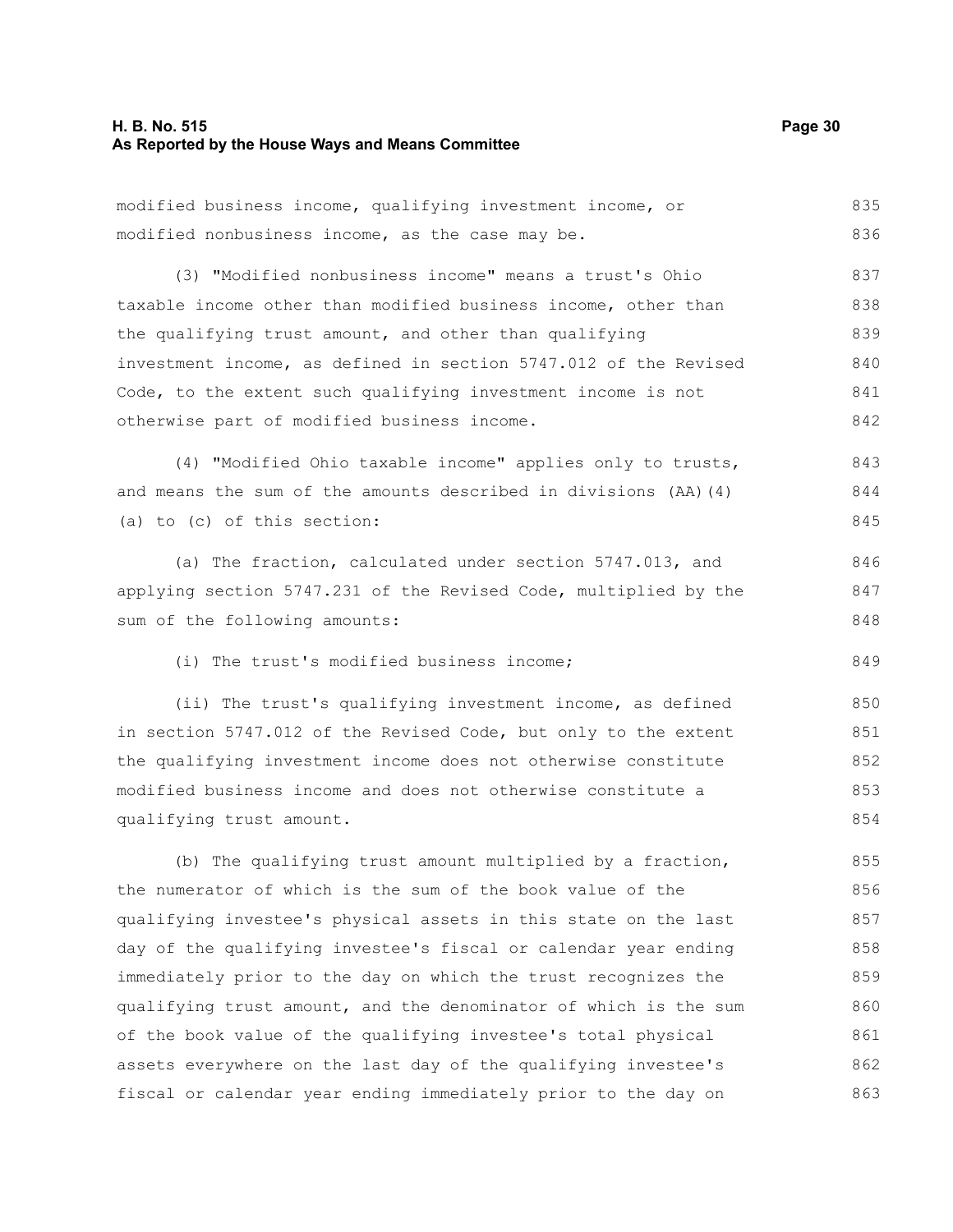modified business income, qualifying investment income, or modified nonbusiness income, as the case may be.

(3) "Modified nonbusiness income" means a trust's Ohio taxable income other than modified business income, other than the qualifying trust amount, and other than qualifying investment income, as defined in section 5747.012 of the Revised Code, to the extent such qualifying investment income is not otherwise part of modified business income.

(4) "Modified Ohio taxable income" applies only to trusts, and means the sum of the amounts described in divisions (AA)(4)(a) to (c) of this section:

(a) The fraction, calculated under section 5747.013, and applying section 5747.231 of the Revised Code, multiplied by the sum of the following amounts:

(i) The trust's modified business income;

(ii) The trust's qualifying investment income, as defined in section 5747.012 of the Revised Code, but only to the extent the qualifying investment income does not otherwise constitute modified business income and does not otherwise constitute a qualifying trust amount.

(b) The qualifying trust amount multiplied by a fraction, the numerator of which is the sum of the book value of the qualifying investee's physical assets in this state on the last day of the qualifying investee's fiscal or calendar year ending immediately prior to the day on which the trust recognizes the qualifying trust amount, and the denominator of which is the sum of the book value of the qualifying investee's total physical assets everywhere on the last day of the qualifying investee's fiscal or calendar year ending immediately prior to the day on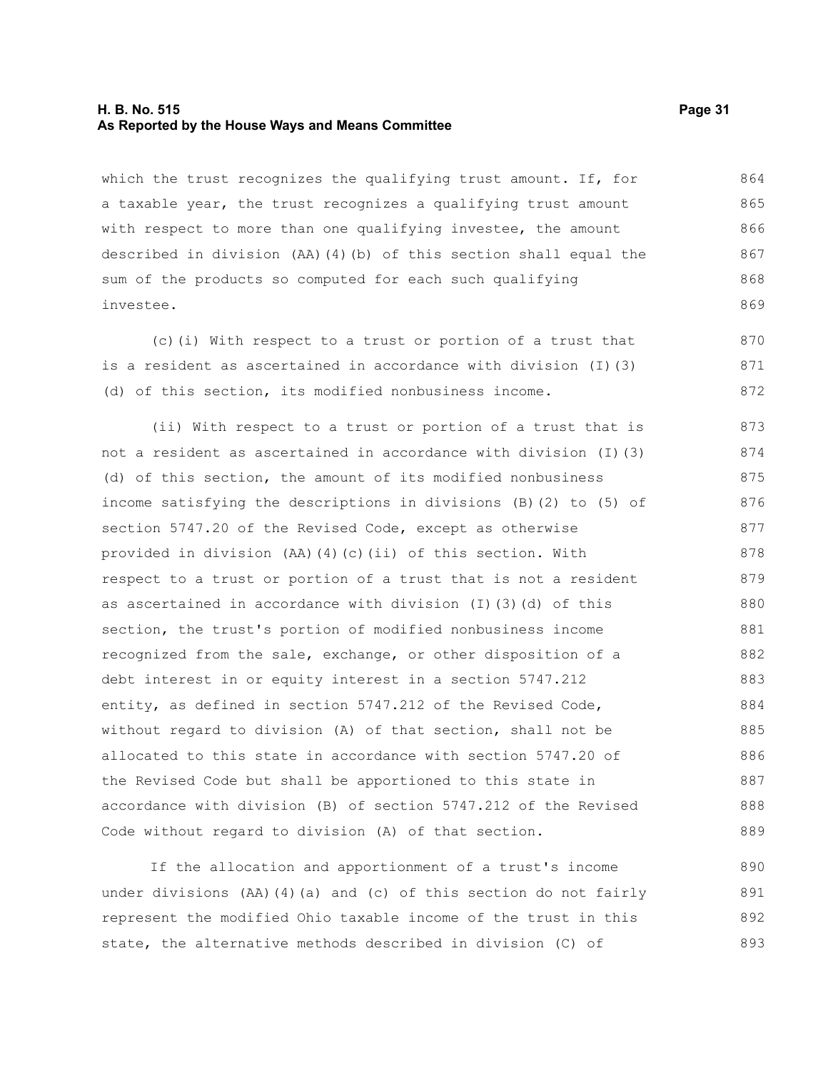which the trust recognizes the qualifying trust amount. If, for a taxable year, the trust recognizes a qualifying trust amount with respect to more than one qualifying investee, the amount described in division (AA)(4)(b) of this section shall equal the sum of the products so computed for each such qualifying investee.

(c)(i) With respect to a trust or portion of a trust that is a resident as ascertained in accordance with division (I)(3)(d) of this section, its modified nonbusiness income.

(ii) With respect to a trust or portion of a trust that is not a resident as ascertained in accordance with division (I)(3)(d) of this section, the amount of its modified nonbusiness income satisfying the descriptions in divisions (B)(2) to (5) of section 5747.20 of the Revised Code, except as otherwise provided in division (AA)(4)(c)(ii) of this section. With respect to a trust or portion of a trust that is not a resident as ascertained in accordance with division (I)(3)(d) of this section, the trust's portion of modified nonbusiness income recognized from the sale, exchange, or other disposition of a debt interest in or equity interest in a section 5747.212 entity, as defined in section 5747.212 of the Revised Code, without regard to division (A) of that section, shall not be allocated to this state in accordance with section 5747.20 of the Revised Code but shall be apportioned to this state in accordance with division (B) of section 5747.212 of the Revised Code without regard to division (A) of that section.

If the allocation and apportionment of a trust's income under divisions (AA)(4)(a) and (c) of this section do not fairly represent the modified Ohio taxable income of the trust in this state, the alternative methods described in division (C) of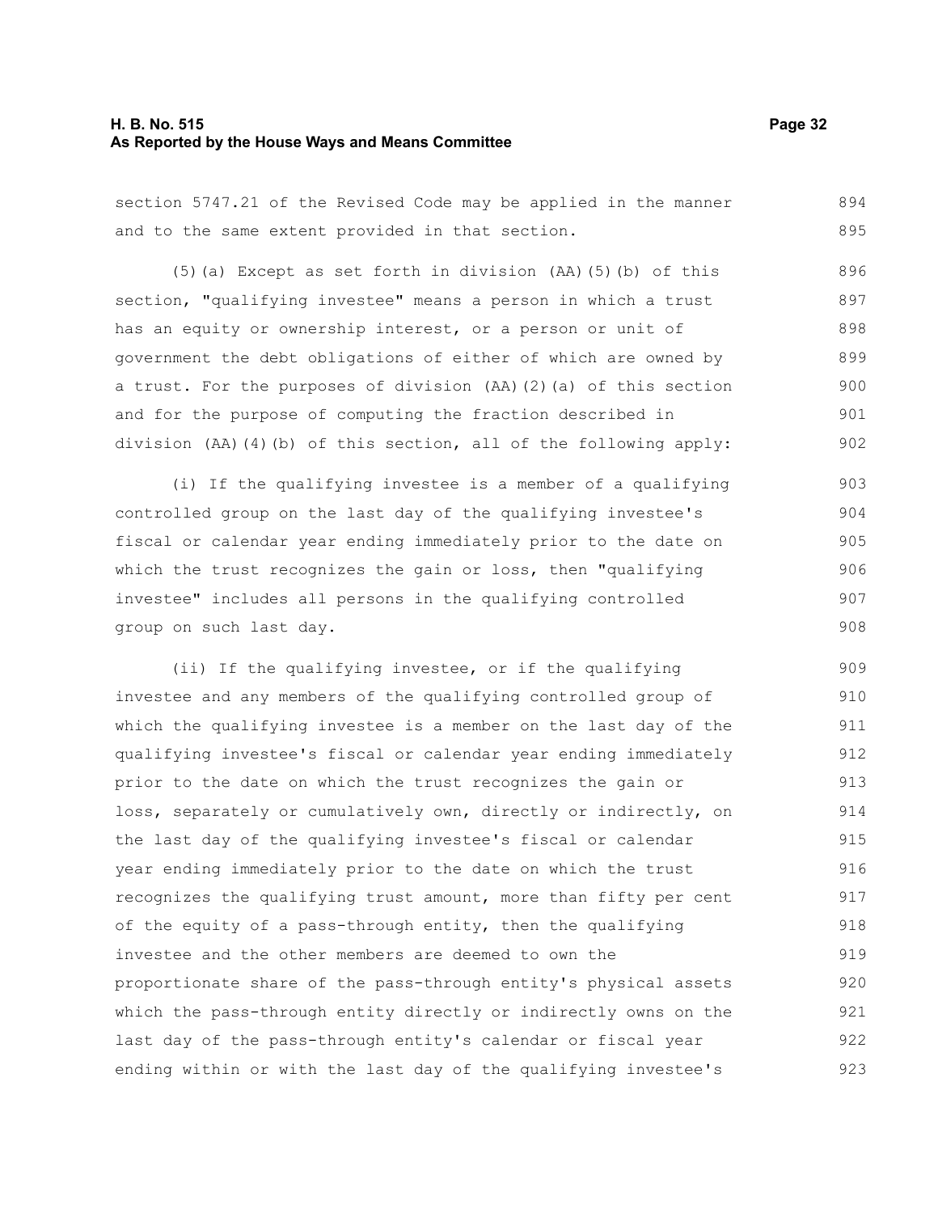section 5747.21 of the Revised Code may be applied in the manner and to the same extent provided in that section.

(5)(a) Except as set forth in division (AA)(5)(b) of this section, "qualifying investee" means a person in which a trust has an equity or ownership interest, or a person or unit of government the debt obligations of either of which are owned by a trust. For the purposes of division (AA)(2)(a) of this section and for the purpose of computing the fraction described in division (AA)(4)(b) of this section, all of the following apply:

(i) If the qualifying investee is a member of a qualifying controlled group on the last day of the qualifying investee's fiscal or calendar year ending immediately prior to the date on which the trust recognizes the gain or loss, then "qualifying investee" includes all persons in the qualifying controlled group on such last day.

(ii) If the qualifying investee, or if the qualifying investee and any members of the qualifying controlled group of which the qualifying investee is a member on the last day of the qualifying investee's fiscal or calendar year ending immediately prior to the date on which the trust recognizes the gain or loss, separately or cumulatively own, directly or indirectly, on the last day of the qualifying investee's fiscal or calendar year ending immediately prior to the date on which the trust recognizes the qualifying trust amount, more than fifty per cent of the equity of a pass-through entity, then the qualifying investee and the other members are deemed to own the proportionate share of the pass-through entity's physical assets which the pass-through entity directly or indirectly owns on the last day of the pass-through entity's calendar or fiscal year ending within or with the last day of the qualifying investee's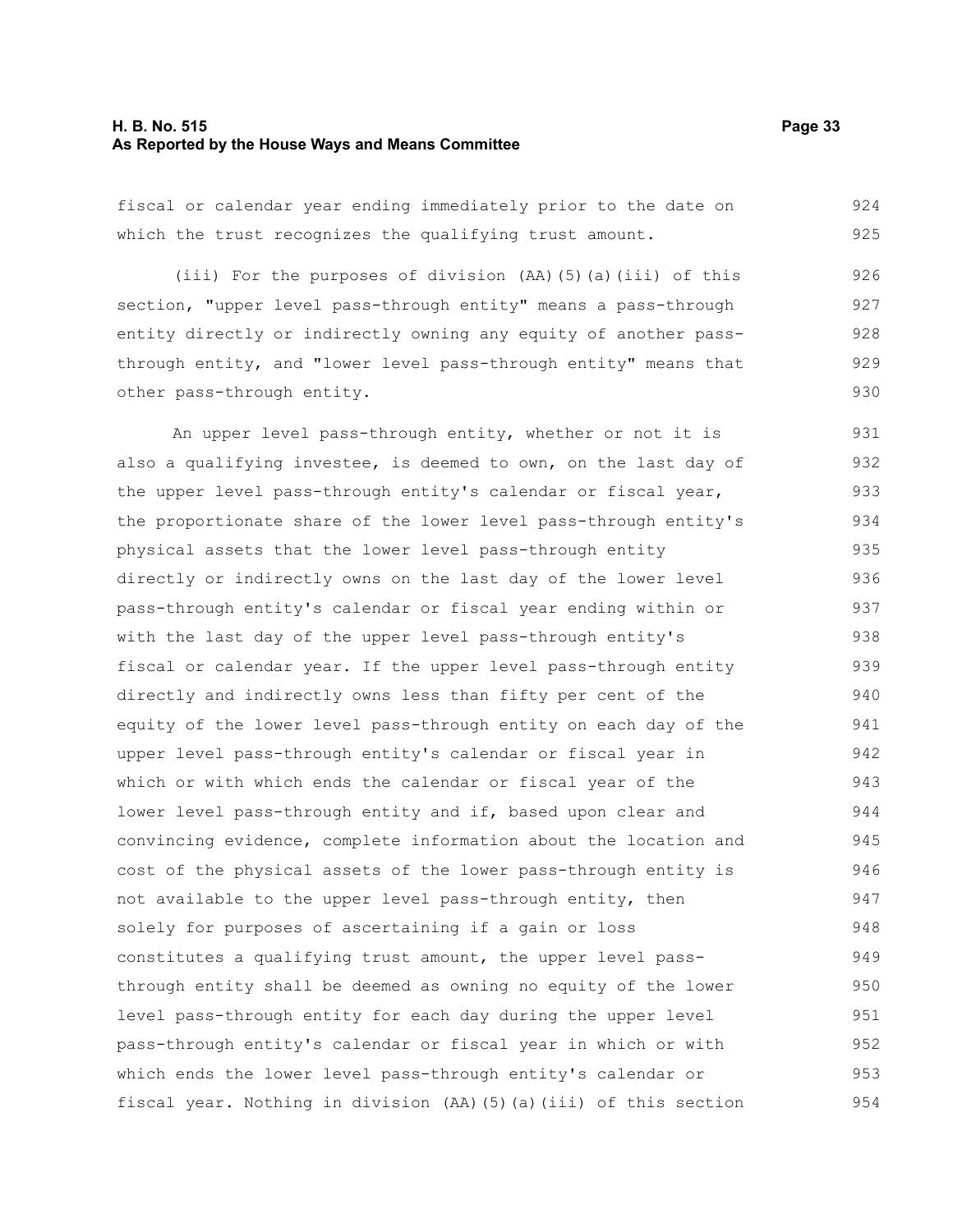fiscal or calendar year ending immediately prior to the date on which the trust recognizes the qualifying trust amount.

(iii) For the purposes of division (AA)(5)(a)(iii) of this section, "upper level pass-through entity" means a pass-through entity directly or indirectly owning any equity of another pass-through entity, and "lower level pass-through entity" means that other pass-through entity.

An upper level pass-through entity, whether or not it is also a qualifying investee, is deemed to own, on the last day of the upper level pass-through entity's calendar or fiscal year, the proportionate share of the lower level pass-through entity's physical assets that the lower level pass-through entity directly or indirectly owns on the last day of the lower level pass-through entity's calendar or fiscal year ending within or with the last day of the upper level pass-through entity's fiscal or calendar year. If the upper level pass-through entity directly and indirectly owns less than fifty per cent of the equity of the lower level pass-through entity on each day of the upper level pass-through entity's calendar or fiscal year in which or with which ends the calendar or fiscal year of the lower level pass-through entity and if, based upon clear and convincing evidence, complete information about the location and cost of the physical assets of the lower pass-through entity is not available to the upper level pass-through entity, then solely for purposes of ascertaining if a gain or loss constitutes a qualifying trust amount, the upper level pass-through entity shall be deemed as owning no equity of the lower level pass-through entity for each day during the upper level pass-through entity's calendar or fiscal year in which or with which ends the lower level pass-through entity's calendar or fiscal year. Nothing in division (AA)(5)(a)(iii) of this section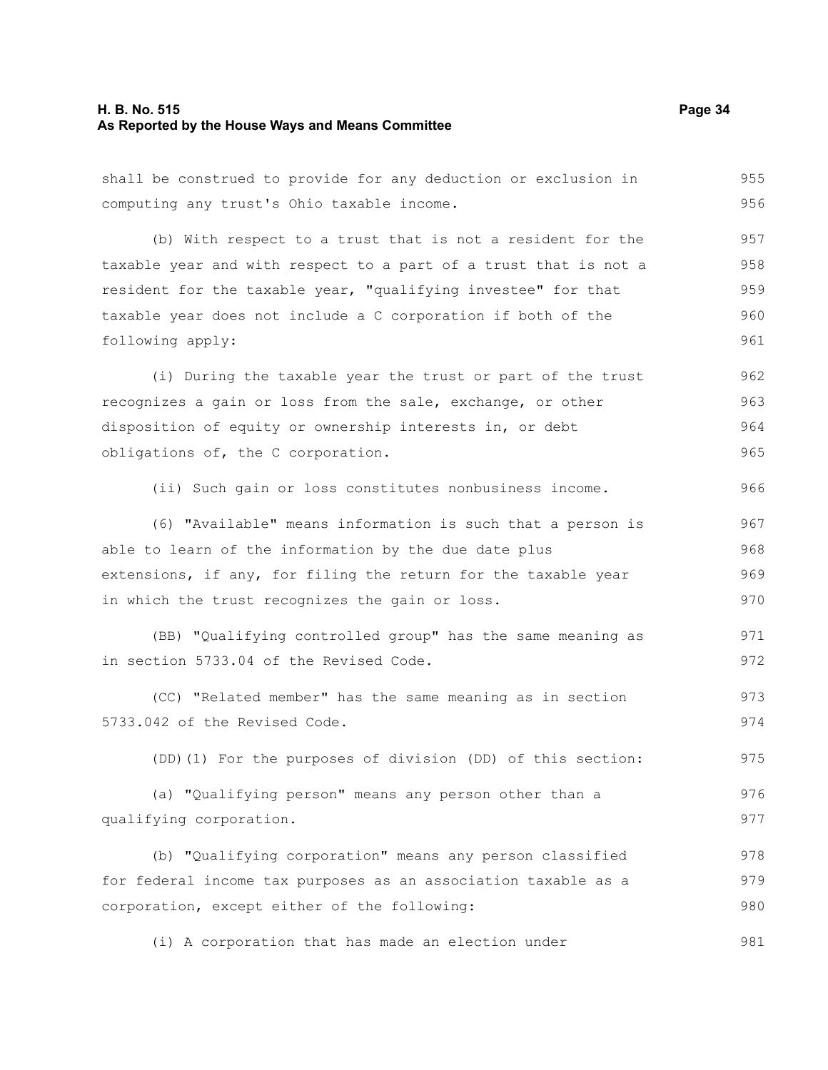shall be construed to provide for any deduction or exclusion in computing any trust's Ohio taxable income.

(b) With respect to a trust that is not a resident for the taxable year and with respect to a part of a trust that is not a resident for the taxable year, "qualifying investee" for that taxable year does not include a C corporation if both of the following apply:

(i) During the taxable year the trust or part of the trust recognizes a gain or loss from the sale, exchange, or other disposition of equity or ownership interests in, or debt obligations of, the C corporation.

(ii) Such gain or loss constitutes nonbusiness income.

(6) "Available" means information is such that a person is able to learn of the information by the due date plus extensions, if any, for filing the return for the taxable year in which the trust recognizes the gain or loss.

(BB) "Qualifying controlled group" has the same meaning as in section 5733.04 of the Revised Code.

(CC) "Related member" has the same meaning as in section 5733.042 of the Revised Code.

(DD)(1) For the purposes of division (DD) of this section:

(a) "Qualifying person" means any person other than a qualifying corporation.

(b) "Qualifying corporation" means any person classified for federal income tax purposes as an association taxable as a corporation, except either of the following:

(i) A corporation that has made an election under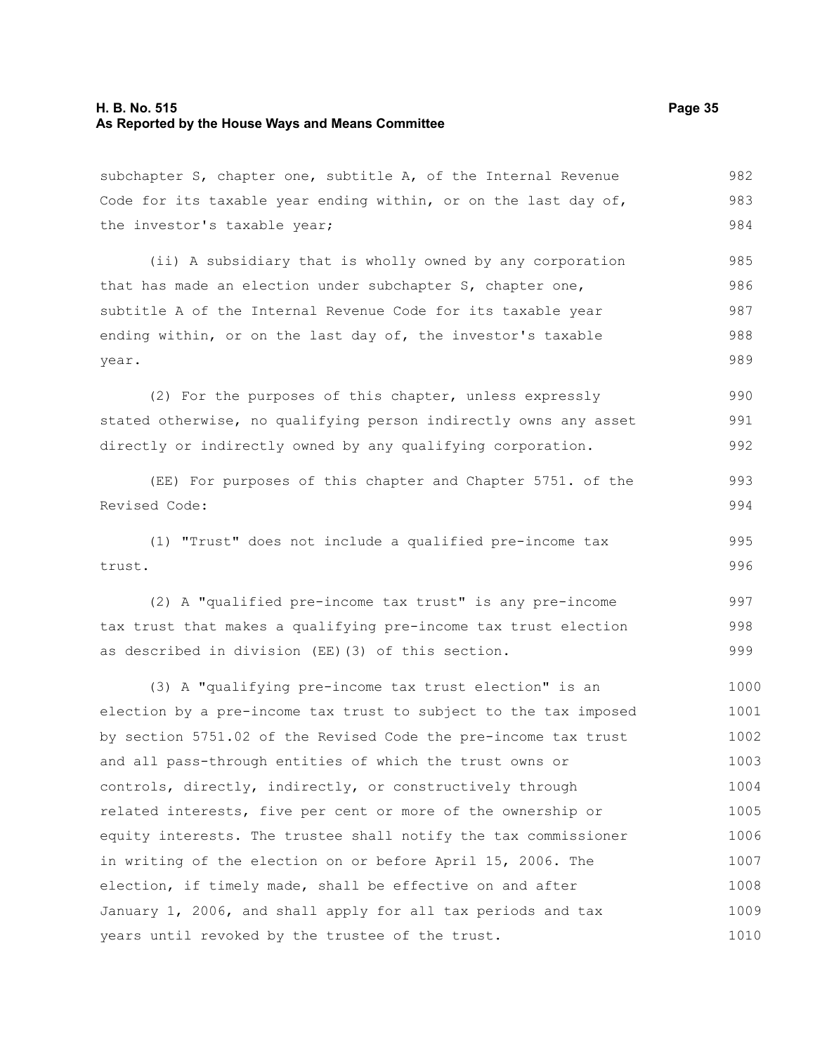subchapter S, chapter one, subtitle A, of the Internal Revenue Code for its taxable year ending within, or on the last day of, the investor's taxable year;

(ii) A subsidiary that is wholly owned by any corporation that has made an election under subchapter S, chapter one, subtitle A of the Internal Revenue Code for its taxable year ending within, or on the last day of, the investor's taxable year.

(2) For the purposes of this chapter, unless expressly stated otherwise, no qualifying person indirectly owns any asset directly or indirectly owned by any qualifying corporation.

(EE) For purposes of this chapter and Chapter 5751. of the Revised Code:

(1) "Trust" does not include a qualified pre-income tax trust.

(2) A "qualified pre-income tax trust" is any pre-income tax trust that makes a qualifying pre-income tax trust election as described in division (EE)(3) of this section.

(3) A "qualifying pre-income tax trust election" is an election by a pre-income tax trust to subject to the tax imposed by section 5751.02 of the Revised Code the pre-income tax trust and all pass-through entities of which the trust owns or controls, directly, indirectly, or constructively through related interests, five per cent or more of the ownership or equity interests. The trustee shall notify the tax commissioner in writing of the election on or before April 15, 2006. The election, if timely made, shall be effective on and after January 1, 2006, and shall apply for all tax periods and tax years until revoked by the trustee of the trust.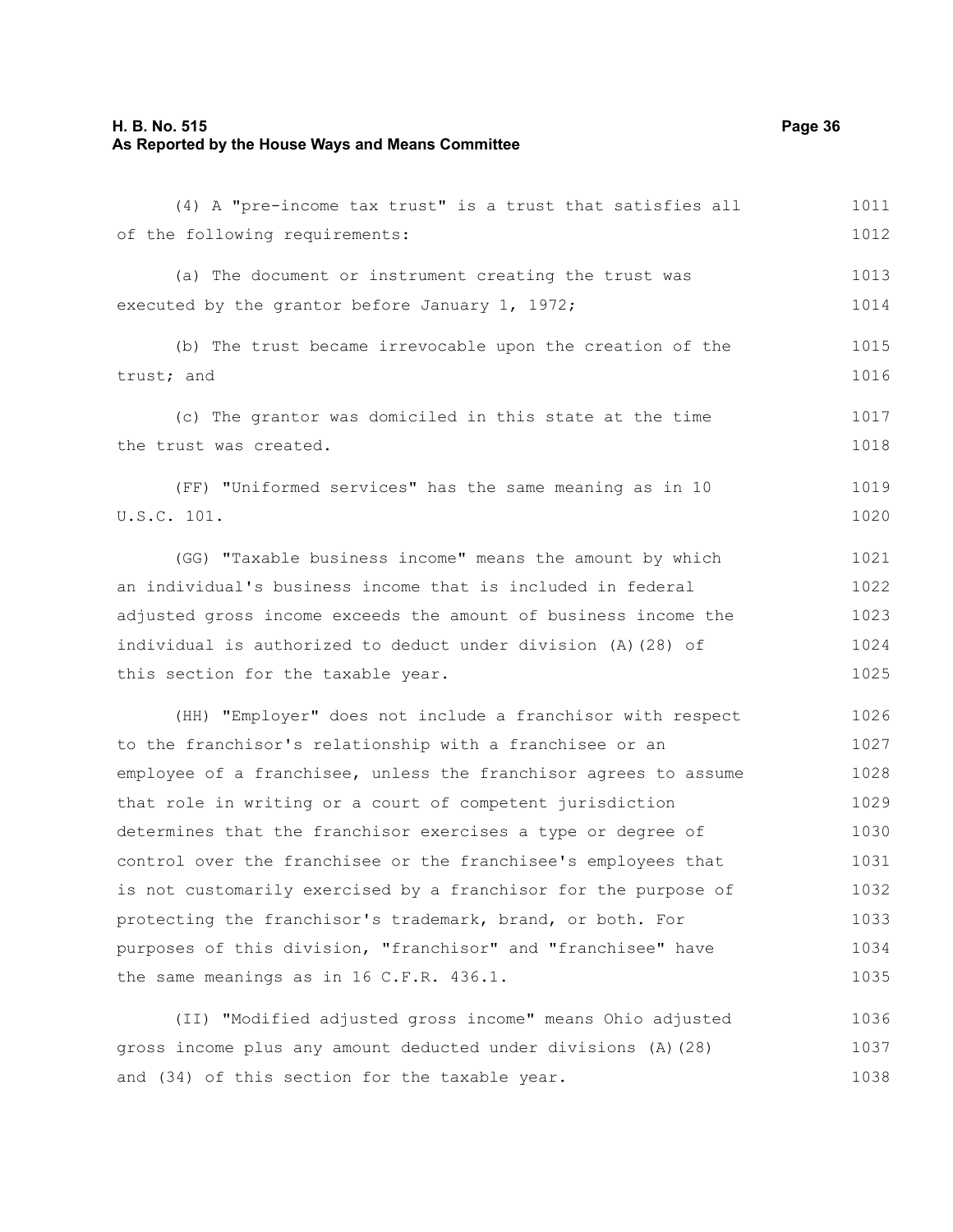(4) A "pre-income tax trust" is a trust that satisfies all of the following requirements:

(a) The document or instrument creating the trust was executed by the grantor before January 1, 1972;

(b) The trust became irrevocable upon the creation of the trust; and

(c) The grantor was domiciled in this state at the time the trust was created.

(FF) "Uniformed services" has the same meaning as in 10 U.S.C. 101.

(GG) "Taxable business income" means the amount by which an individual's business income that is included in federal adjusted gross income exceeds the amount of business income the individual is authorized to deduct under division (A)(28) of this section for the taxable year.

(HH) "Employer" does not include a franchisor with respect to the franchisor's relationship with a franchisee or an employee of a franchisee, unless the franchisor agrees to assume that role in writing or a court of competent jurisdiction determines that the franchisor exercises a type or degree of control over the franchisee or the franchisee's employees that is not customarily exercised by a franchisor for the purpose of protecting the franchisor's trademark, brand, or both. For purposes of this division, "franchisor" and "franchisee" have the same meanings as in 16 C.F.R. 436.1.

(II) "Modified adjusted gross income" means Ohio adjusted gross income plus any amount deducted under divisions (A)(28) and (34) of this section for the taxable year.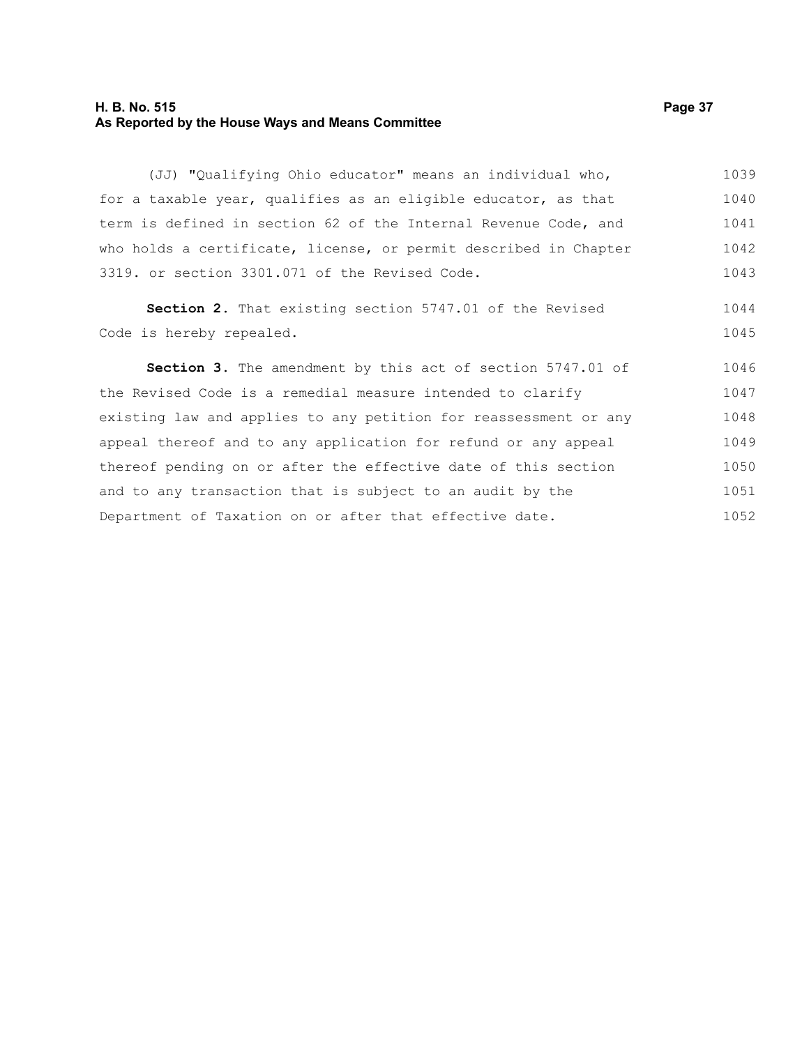(JJ) "Qualifying Ohio educator" means an individual who, for a taxable year, qualifies as an eligible educator, as that term is defined in section 62 of the Internal Revenue Code, and who holds a certificate, license, or permit described in Chapter 3319. or section 3301.071 of the Revised Code.

**Section 2.** That existing section 5747.01 of the Revised Code is hereby repealed.

**Section 3.** The amendment by this act of section 5747.01 of the Revised Code is a remedial measure intended to clarify existing law and applies to any petition for reassessment or any appeal thereof and to any application for refund or any appeal thereof pending on or after the effective date of this section and to any transaction that is subject to an audit by the Department of Taxation on or after that effective date.